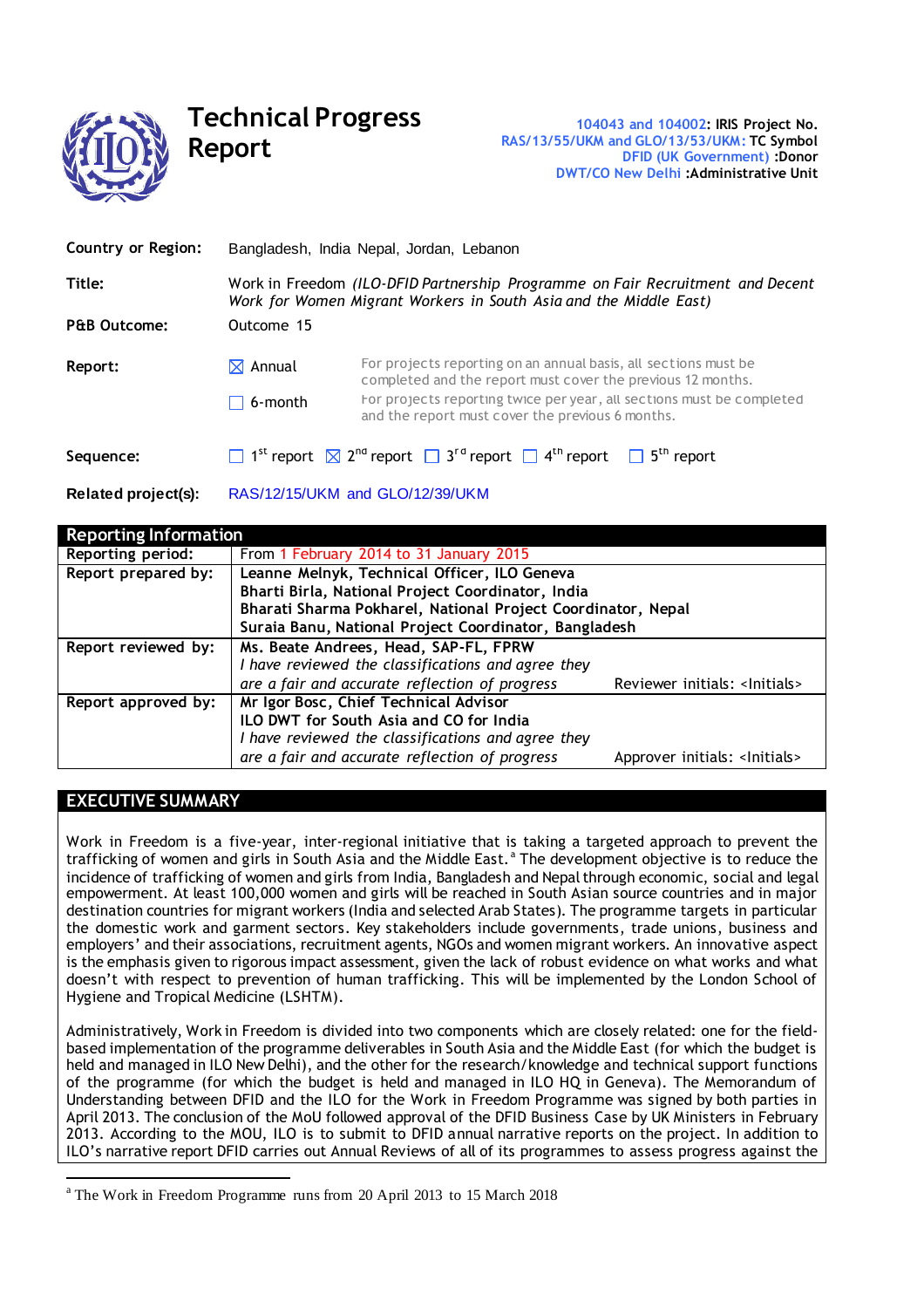# Technical Progress Report

104043 and 104002: IRIS Project No.
RAS/13/55/UKM and GLO/13/53/UKM: TC Symbol
DFID (UK Government) :Donor
DWT/CO New Delhi :Administrative Unit

| | |
|---|---|
| **Country or Region:** | Bangladesh, India Nepal, Jordan, Lebanon |
| **Title:** | Work in Freedom *(ILO-DFID Partnership Programme on Fair Recruitment and Decent Work for Women Migrant Workers in South Asia and the Middle East)* |
| **P&B Outcome:** | Outcome 15 |
| **Report:** | ☒ Annual — For projects reporting on an annual basis, all sections must be completed and the report must cover the previous 12 months.<br>☐ 6-month — For projects reporting twice per year, all sections must be completed and the report must cover the previous 6 months. |
| **Sequence:** | ☐ 1st report ☒ 2nd report ☐ 3rd report ☐ 4th report ☐ 5th report |
| **Related project(s):** | RAS/12/15/UKM and GLO/12/39/UKM |

| Reporting Information | | |
|---|---|---|
| **Reporting period:** | From 1 February 2014 to 31 January 2015 | |
| **Report prepared by:** | **Leanne Melnyk, Technical Officer, ILO Geneva**<br>**Bharti Birla, National Project Coordinator, India**<br>**Bharati Sharma Pokharel, National Project Coordinator, Nepal**<br>**Suraia Banu, National Project Coordinator, Bangladesh** | |
| **Report reviewed by:** | **Ms. Beate Andrees, Head, SAP-FL, FPRW**<br>*I have reviewed the classifications and agree they are a fair and accurate reflection of progress* | Reviewer initials: <Initials> |
| **Report approved by:** | **Mr Igor Bosc, Chief Technical Advisor**<br>**ILO DWT for South Asia and CO for India**<br>*I have reviewed the classifications and agree they are a fair and accurate reflection of progress* | Approver initials: <Initials> |

## EXECUTIVE SUMMARY

Work in Freedom is a five-year, inter-regional initiative that is taking a targeted approach to prevent the trafficking of women and girls in South Asia and the Middle East.[a] The development objective is to reduce the incidence of trafficking of women and girls from India, Bangladesh and Nepal through economic, social and legal empowerment. At least 100,000 women and girls will be reached in South Asian source countries and in major destination countries for migrant workers (India and selected Arab States). The programme targets in particular the domestic work and garment sectors. Key stakeholders include governments, trade unions, business and employers' and their associations, recruitment agents, NGOs and women migrant workers. An innovative aspect is the emphasis given to rigorous impact assessment, given the lack of robust evidence on what works and what doesn't with respect to prevention of human trafficking. This will be implemented by the London School of Hygiene and Tropical Medicine (LSHTM).

Administratively, Work in Freedom is divided into two components which are closely related: one for the field-based implementation of the programme deliverables in South Asia and the Middle East (for which the budget is held and managed in ILO New Delhi), and the other for the research/knowledge and technical support functions of the programme (for which the budget is held and managed in ILO HQ in Geneva). The Memorandum of Understanding between DFID and the ILO for the Work in Freedom Programme was signed by both parties in April 2013. The conclusion of the MoU followed approval of the DFID Business Case by UK Ministers in February 2013. According to the MOU, ILO is to submit to DFID annual narrative reports on the project. In addition to ILO's narrative report DFID carries out Annual Reviews of all of its programmes to assess progress against the

[a] The Work in Freedom Programme runs from 20 April 2013 to 15 March 2018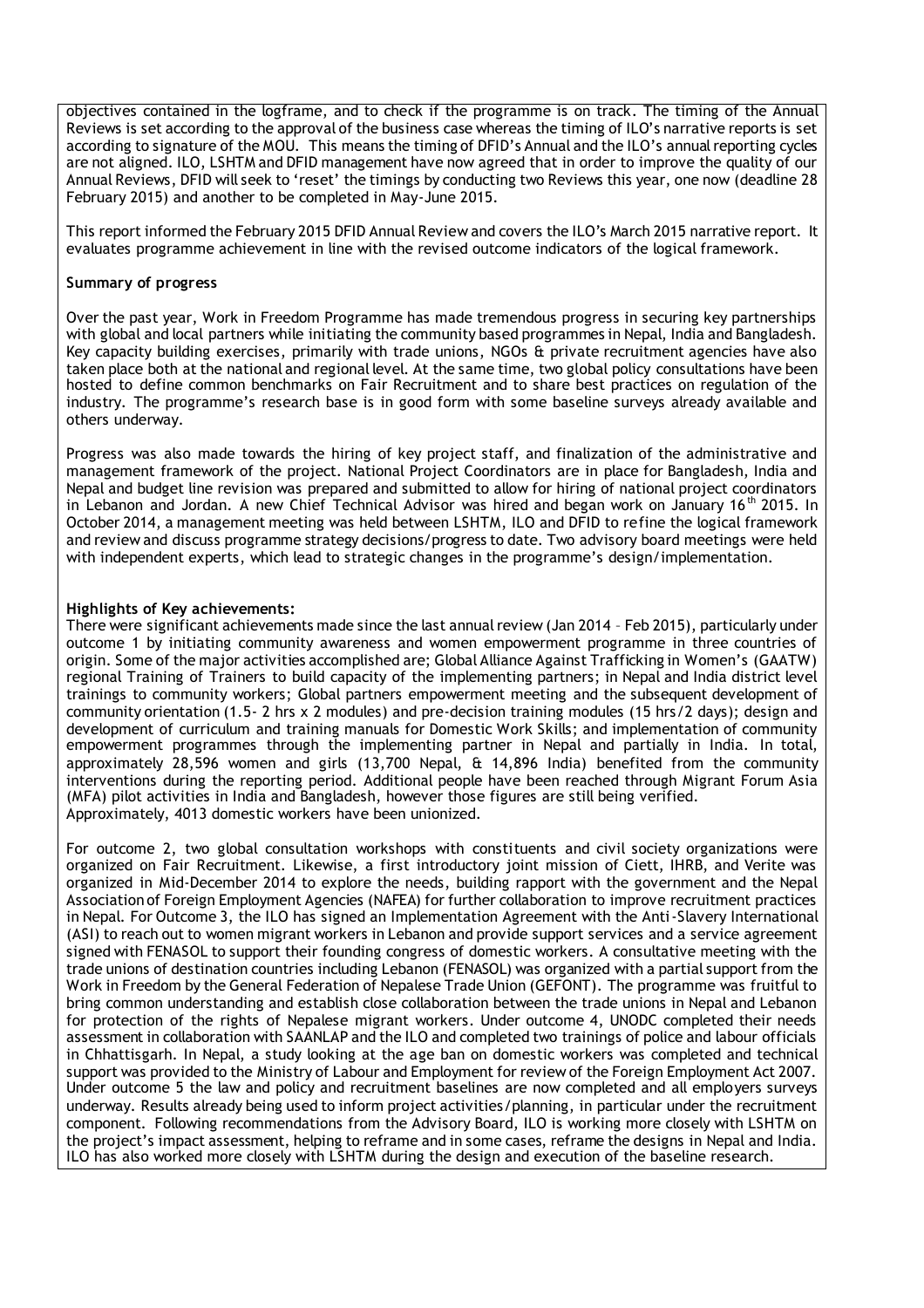objectives contained in the logframe, and to check if the programme is on track. The timing of the Annual Reviews is set according to the approval of the business case whereas the timing of ILO's narrative reports is set according to signature of the MOU. This means the timing of DFID's Annual and the ILO's annual reporting cycles are not aligned. ILO, LSHTM and DFID management have now agreed that in order to improve the quality of our Annual Reviews, DFID will seek to 'reset' the timings by conducting two Reviews this year, one now (deadline 28 February 2015) and another to be completed in May-June 2015.

This report informed the February 2015 DFID Annual Review and covers the ILO's March 2015 narrative report. It evaluates programme achievement in line with the revised outcome indicators of the logical framework.

**Summary of progress**

Over the past year, Work in Freedom Programme has made tremendous progress in securing key partnerships with global and local partners while initiating the community based programmes in Nepal, India and Bangladesh. Key capacity building exercises, primarily with trade unions, NGOs & private recruitment agencies have also taken place both at the national and regional level. At the same time, two global policy consultations have been hosted to define common benchmarks on Fair Recruitment and to share best practices on regulation of the industry. The programme's research base is in good form with some baseline surveys already available and others underway.

Progress was also made towards the hiring of key project staff, and finalization of the administrative and management framework of the project. National Project Coordinators are in place for Bangladesh, India and Nepal and budget line revision was prepared and submitted to allow for hiring of national project coordinators in Lebanon and Jordan. A new Chief Technical Advisor was hired and began work on January 16th 2015. In October 2014, a management meeting was held between LSHTM, ILO and DFID to refine the logical framework and review and discuss programme strategy decisions/progress to date. Two advisory board meetings were held with independent experts, which lead to strategic changes in the programme's design/implementation.

**Highlights of Key achievements:**

There were significant achievements made since the last annual review (Jan 2014 – Feb 2015), particularly under outcome 1 by initiating community awareness and women empowerment programme in three countries of origin. Some of the major activities accomplished are; Global Alliance Against Trafficking in Women's (GAATW) regional Training of Trainers to build capacity of the implementing partners; in Nepal and India district level trainings to community workers; Global partners empowerment meeting and the subsequent development of community orientation (1.5- 2 hrs x 2 modules) and pre-decision training modules (15 hrs/2 days); design and development of curriculum and training manuals for Domestic Work Skills; and implementation of community empowerment programmes through the implementing partner in Nepal and partially in India. In total, approximately 28,596 women and girls (13,700 Nepal, & 14,896 India) benefited from the community interventions during the reporting period. Additional people have been reached through Migrant Forum Asia (MFA) pilot activities in India and Bangladesh, however those figures are still being verified.
Approximately, 4013 domestic workers have been unionized.

For outcome 2, two global consultation workshops with constituents and civil society organizations were organized on Fair Recruitment. Likewise, a first introductory joint mission of Ciett, IHRB, and Verite was organized in Mid-December 2014 to explore the needs, building rapport with the government and the Nepal Association of Foreign Employment Agencies (NAFEA) for further collaboration to improve recruitment practices in Nepal. For Outcome 3, the ILO has signed an Implementation Agreement with the Anti-Slavery International (ASI) to reach out to women migrant workers in Lebanon and provide support services and a service agreement signed with FENASOL to support their founding congress of domestic workers. A consultative meeting with the trade unions of destination countries including Lebanon (FENASOL) was organized with a partial support from the Work in Freedom by the General Federation of Nepalese Trade Union (GEFONT). The programme was fruitful to bring common understanding and establish close collaboration between the trade unions in Nepal and Lebanon for protection of the rights of Nepalese migrant workers. Under outcome 4, UNODC completed their needs assessment in collaboration with SAANLAP and the ILO and completed two trainings of police and labour officials in Chhattisgarh. In Nepal, a study looking at the age ban on domestic workers was completed and technical support was provided to the Ministry of Labour and Employment for review of the Foreign Employment Act 2007. Under outcome 5 the law and policy and recruitment baselines are now completed and all employers surveys underway. Results already being used to inform project activities/planning, in particular under the recruitment component. Following recommendations from the Advisory Board, ILO is working more closely with LSHTM on the project's impact assessment, helping to reframe and in some cases, reframe the designs in Nepal and India. ILO has also worked more closely with LSHTM during the design and execution of the baseline research.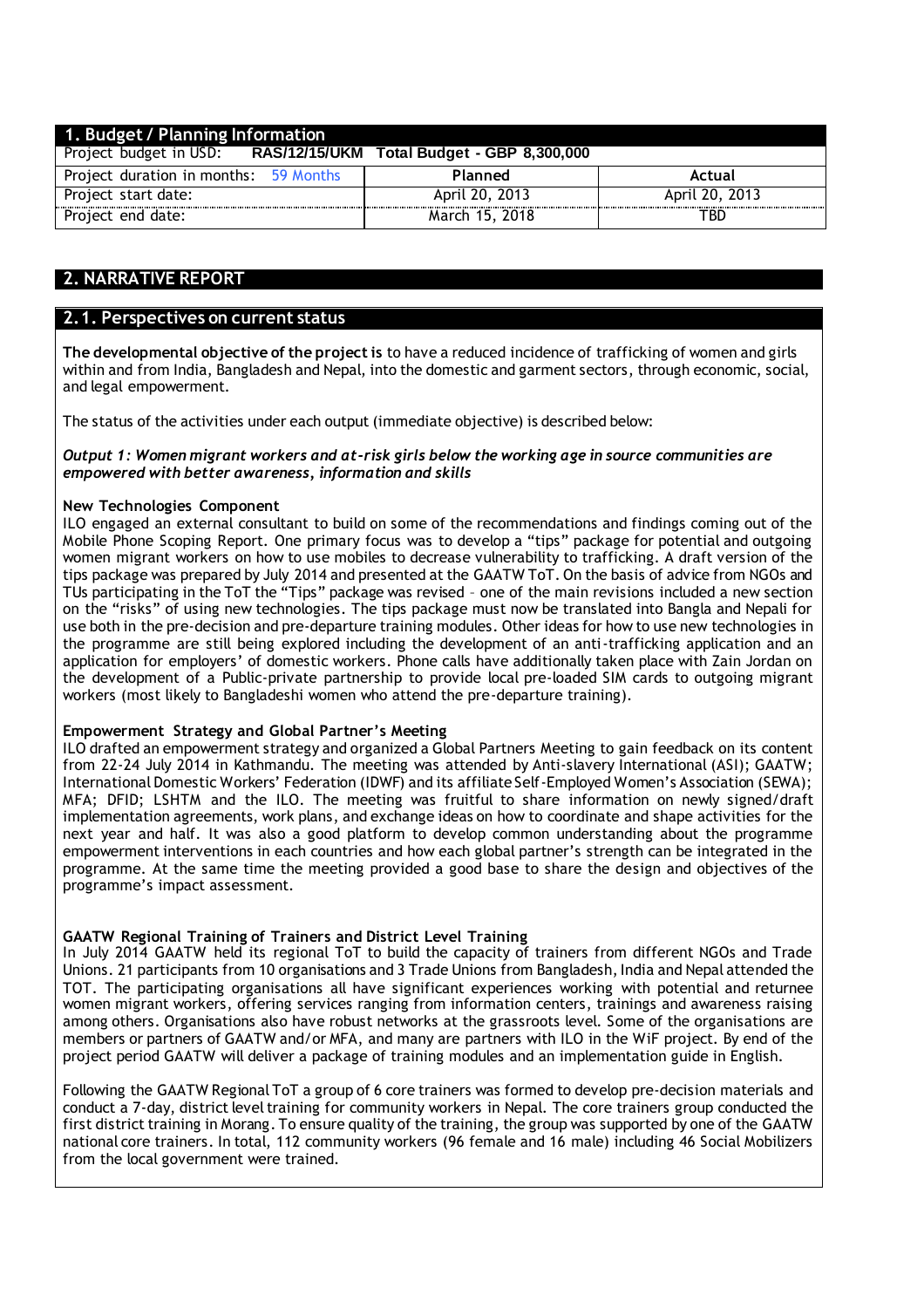## 1. Budget / Planning Information

| Project budget in USD: RAS/12/15/UKM Total Budget - GBP 8,300,000 | | |
|---|---|---|
| Project duration in months: 59 Months | Planned | Actual |
| Project start date: | April 20, 2013 | April 20, 2013 |
| Project end date: | March 15, 2018 | TBD |

## 2. NARRATIVE REPORT

### 2.1. Perspectives on current status

**The developmental objective of the project is** to have a reduced incidence of trafficking of women and girls within and from India, Bangladesh and Nepal, into the domestic and garment sectors, through economic, social, and legal empowerment.

The status of the activities under each output (immediate objective) is described below:

***Output 1: Women migrant workers and at-risk girls below the working age in source communities are empowered with better awareness, information and skills***

**New Technologies Component**

ILO engaged an external consultant to build on some of the recommendations and findings coming out of the Mobile Phone Scoping Report. One primary focus was to develop a "tips" package for potential and outgoing women migrant workers on how to use mobiles to decrease vulnerability to trafficking. A draft version of the tips package was prepared by July 2014 and presented at the GAATW ToT. On the basis of advice from NGOs and TUs participating in the ToT the "Tips" package was revised – one of the main revisions included a new section on the "risks" of using new technologies. The tips package must now be translated into Bangla and Nepali for use both in the pre-decision and pre-departure training modules. Other ideas for how to use new technologies in the programme are still being explored including the development of an anti-trafficking application and an application for employers' of domestic workers. Phone calls have additionally taken place with Zain Jordan on the development of a Public-private partnership to provide local pre-loaded SIM cards to outgoing migrant workers (most likely to Bangladeshi women who attend the pre-departure training).

**Empowerment Strategy and Global Partner's Meeting**

ILO drafted an empowerment strategy and organized a Global Partners Meeting to gain feedback on its content from 22-24 July 2014 in Kathmandu. The meeting was attended by Anti-slavery International (ASI); GAATW; International Domestic Workers' Federation (IDWF) and its affiliate Self-Employed Women's Association (SEWA); MFA; DFID; LSHTM and the ILO. The meeting was fruitful to share information on newly signed/draft implementation agreements, work plans, and exchange ideas on how to coordinate and shape activities for the next year and half. It was also a good platform to develop common understanding about the programme empowerment interventions in each countries and how each global partner's strength can be integrated in the programme. At the same time the meeting provided a good base to share the design and objectives of the programme's impact assessment.

**GAATW Regional Training of Trainers and District Level Training**

In July 2014 GAATW held its regional ToT to build the capacity of trainers from different NGOs and Trade Unions. 21 participants from 10 organisations and 3 Trade Unions from Bangladesh, India and Nepal attended the TOT. The participating organisations all have significant experiences working with potential and returnee women migrant workers, offering services ranging from information centers, trainings and awareness raising among others. Organisations also have robust networks at the grassroots level. Some of the organisations are members or partners of GAATW and/or MFA, and many are partners with ILO in the WiF project. By end of the project period GAATW will deliver a package of training modules and an implementation guide in English.

Following the GAATW Regional ToT a group of 6 core trainers was formed to develop pre-decision materials and conduct a 7-day, district level training for community workers in Nepal. The core trainers group conducted the first district training in Morang. To ensure quality of the training, the group was supported by one of the GAATW national core trainers. In total, 112 community workers (96 female and 16 male) including 46 Social Mobilizers from the local government were trained.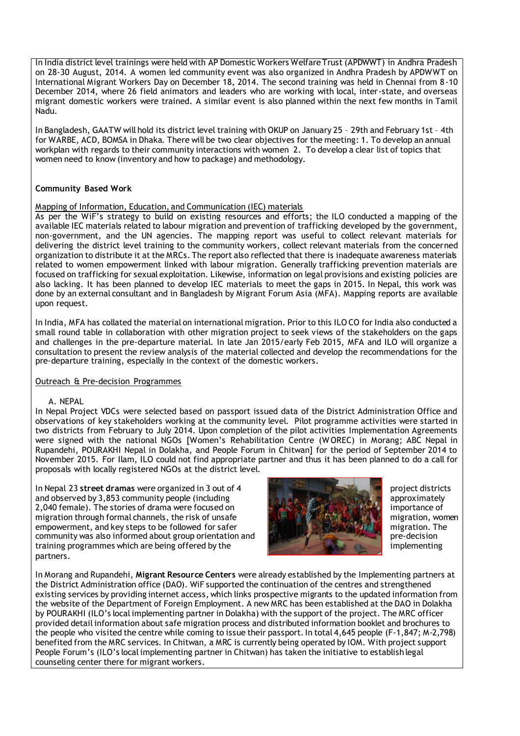In India district level trainings were held with AP Domestic Workers Welfare Trust (APDWWT) in Andhra Pradesh on 28-30 August, 2014. A women led community event was also organized in Andhra Pradesh by APDWWT on International Migrant Workers Day on December 18, 2014. The second training was held in Chennai from 8-10 December 2014, where 26 field animators and leaders who are working with local, inter-state, and overseas migrant domestic workers were trained. A similar event is also planned within the next few months in Tamil Nadu.

In Bangladesh, GAATW will hold its district level training with OKUP on January 25 – 29th and February 1st – 4th for WARBE, ACD, BOMSA in Dhaka. There will be two clear objectives for the meeting: 1. To develop an annual workplan with regards to their community interactions with women 2. To develop a clear list of topics that women need to know (inventory and how to package) and methodology.

**Community Based Work**

Mapping of Information, Education, and Communication (IEC) materials

As per the WiF's strategy to build on existing resources and efforts; the ILO conducted a mapping of the available IEC materials related to labour migration and prevention of trafficking developed by the government, non-government, and the UN agencies. The mapping report was useful to collect relevant materials for delivering the district level training to the community workers, collect relevant materials from the concerned organization to distribute it at the MRCs. The report also reflected that there is inadequate awareness materials related to women empowerment linked with labour migration. Generally trafficking prevention materials are focused on trafficking for sexual exploitation. Likewise, information on legal provisions and existing policies are also lacking. It has been planned to develop IEC materials to meet the gaps in 2015. In Nepal, this work was done by an external consultant and in Bangladesh by Migrant Forum Asia (MFA). Mapping reports are available upon request.

In India, MFA has collated the material on international migration. Prior to this ILO CO for India also conducted a small round table in collaboration with other migration project to seek views of the stakeholders on the gaps and challenges in the pre-departure material. In late Jan 2015/early Feb 2015, MFA and ILO will organize a consultation to present the review analysis of the material collected and develop the recommendations for the pre-departure training, especially in the context of the domestic workers.

Outreach & Pre-decision Programmes

A. NEPAL

In Nepal Project VDCs were selected based on passport issued data of the District Administration Office and observations of key stakeholders working at the community level. Pilot programme activities were started in two districts from February to July 2014. Upon completion of the pilot activities Implementation Agreements were signed with the national NGOs [Women's Rehabilitation Centre (WOREC) in Morang; ABC Nepal in Rupandehi, POURAKHI Nepal in Dolakha, and People Forum in Chitwan] for the period of September 2014 to November 2015. For Ilam, ILO could not find appropriate partner and thus it has been planned to do a call for proposals with locally registered NGOs at the district level.

In Nepal 23 **street dramas** were organized in 3 out of 4 project districts and observed by 3,853 community people (including approximately 2,040 female). The stories of drama were focused on importance of migration through formal channels, the risk of unsafe migration, women empowerment, and key steps to be followed for safer migration. The community was also informed about group orientation and pre-decision training programmes which are being offered by the implementing partners.

In Morang and Rupandehi, **Migrant Resource Centers** were already established by the Implementing partners at the District Administration office (DAO). WiF supported the continuation of the centres and strengthened existing services by providing internet access, which links prospective migrants to the updated information from the website of the Department of Foreign Employment. A new MRC has been established at the DAO in Dolakha by POURAKHI (ILO's local implementing partner in Dolakha) with the support of the project. The MRC officer provided detail information about safe migration process and distributed information booklet and brochures to the people who visited the centre while coming to issue their passport. In total 4,645 people (F-1,847; M-2,798) benefited from the MRC services. In Chitwan, a MRC is currently being operated by IOM. With project support People Forum's (ILO's local implementing partner in Chitwan) has taken the initiative to establish legal counseling center there for migrant workers.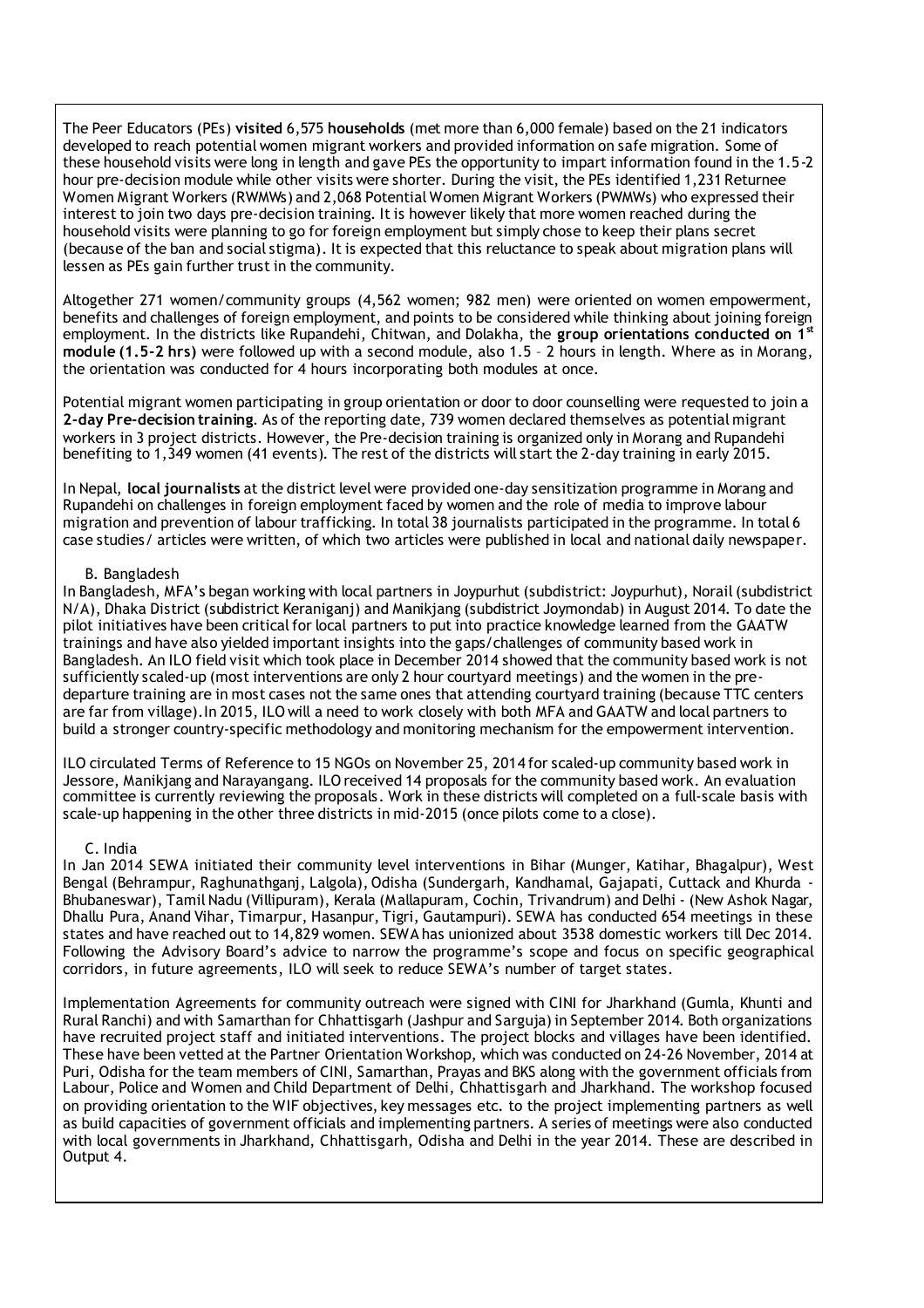The Peer Educators (PEs) **visited** 6,575 **households** (met more than 6,000 female) based on the 21 indicators developed to reach potential women migrant workers and provided information on safe migration. Some of these household visits were long in length and gave PEs the opportunity to impart information found in the 1.5-2 hour pre-decision module while other visits were shorter. During the visit, the PEs identified 1,231 Returnee Women Migrant Workers (RWMWs) and 2,068 Potential Women Migrant Workers (PWMWs) who expressed their interest to join two days pre-decision training. It is however likely that more women reached during the household visits were planning to go for foreign employment but simply chose to keep their plans secret (because of the ban and social stigma). It is expected that this reluctance to speak about migration plans will lessen as PEs gain further trust in the community.

Altogether 271 women/community groups (4,562 women; 982 men) were oriented on women empowerment, benefits and challenges of foreign employment, and points to be considered while thinking about joining foreign employment. In the districts like Rupandehi, Chitwan, and Dolakha, the **group orientations conducted on 1st module (1.5-2 hrs)** were followed up with a second module, also 1.5 – 2 hours in length. Where as in Morang, the orientation was conducted for 4 hours incorporating both modules at once.

Potential migrant women participating in group orientation or door to door counselling were requested to join a **2-day Pre-decision training**. As of the reporting date, 739 women declared themselves as potential migrant workers in 3 project districts. However, the Pre-decision training is organized only in Morang and Rupandehi benefiting to 1,349 women (41 events). The rest of the districts will start the 2-day training in early 2015.

In Nepal, **local journalists** at the district level were provided one-day sensitization programme in Morang and Rupandehi on challenges in foreign employment faced by women and the role of media to improve labour migration and prevention of labour trafficking. In total 38 journalists participated in the programme. In total 6 case studies/ articles were written, of which two articles were published in local and national daily newspaper.

B. Bangladesh

In Bangladesh, MFA's began working with local partners in Joypurhut (subdistrict: Joypurhut), Norail (subdistrict N/A), Dhaka District (subdistrict Keraniganj) and Manikjang (subdistrict Joymondab) in August 2014. To date the pilot initiatives have been critical for local partners to put into practice knowledge learned from the GAATW trainings and have also yielded important insights into the gaps/challenges of community based work in Bangladesh. An ILO field visit which took place in December 2014 showed that the community based work is not sufficiently scaled-up (most interventions are only 2 hour courtyard meetings) and the women in the pre-departure training are in most cases not the same ones that attending courtyard training (because TTC centers are far from village).In 2015, ILO will a need to work closely with both MFA and GAATW and local partners to build a stronger country-specific methodology and monitoring mechanism for the empowerment intervention.

ILO circulated Terms of Reference to 15 NGOs on November 25, 2014 for scaled-up community based work in Jessore, Manikjang and Narayangang. ILO received 14 proposals for the community based work. An evaluation committee is currently reviewing the proposals. Work in these districts will completed on a full-scale basis with scale-up happening in the other three districts in mid-2015 (once pilots come to a close).

C. India

In Jan 2014 SEWA initiated their community level interventions in Bihar (Munger, Katihar, Bhagalpur), West Bengal (Behrampur, Raghunathganj, Lalgola), Odisha (Sundergarh, Kandhamal, Gajapati, Cuttack and Khurda - Bhubaneswar), Tamil Nadu (Villipuram), Kerala (Mallapuram, Cochin, Trivandrum) and Delhi - (New Ashok Nagar, Dhallu Pura, Anand Vihar, Timarpur, Hasanpur, Tigri, Gautampuri). SEWA has conducted 654 meetings in these states and have reached out to 14,829 women. SEWA has unionized about 3538 domestic workers till Dec 2014. Following the Advisory Board's advice to narrow the programme's scope and focus on specific geographical corridors, in future agreements, ILO will seek to reduce SEWA's number of target states.

Implementation Agreements for community outreach were signed with CINI for Jharkhand (Gumla, Khunti and Rural Ranchi) and with Samarthan for Chhattisgarh (Jashpur and Sarguja) in September 2014. Both organizations have recruited project staff and initiated interventions. The project blocks and villages have been identified. These have been vetted at the Partner Orientation Workshop, which was conducted on 24-26 November, 2014 at Puri, Odisha for the team members of CINI, Samarthan, Prayas and BKS along with the government officials from Labour, Police and Women and Child Department of Delhi, Chhattisgarh and Jharkhand. The workshop focused on providing orientation to the WIF objectives, key messages etc. to the project implementing partners as well as build capacities of government officials and implementing partners. A series of meetings were also conducted with local governments in Jharkhand, Chhattisgarh, Odisha and Delhi in the year 2014. These are described in Output 4.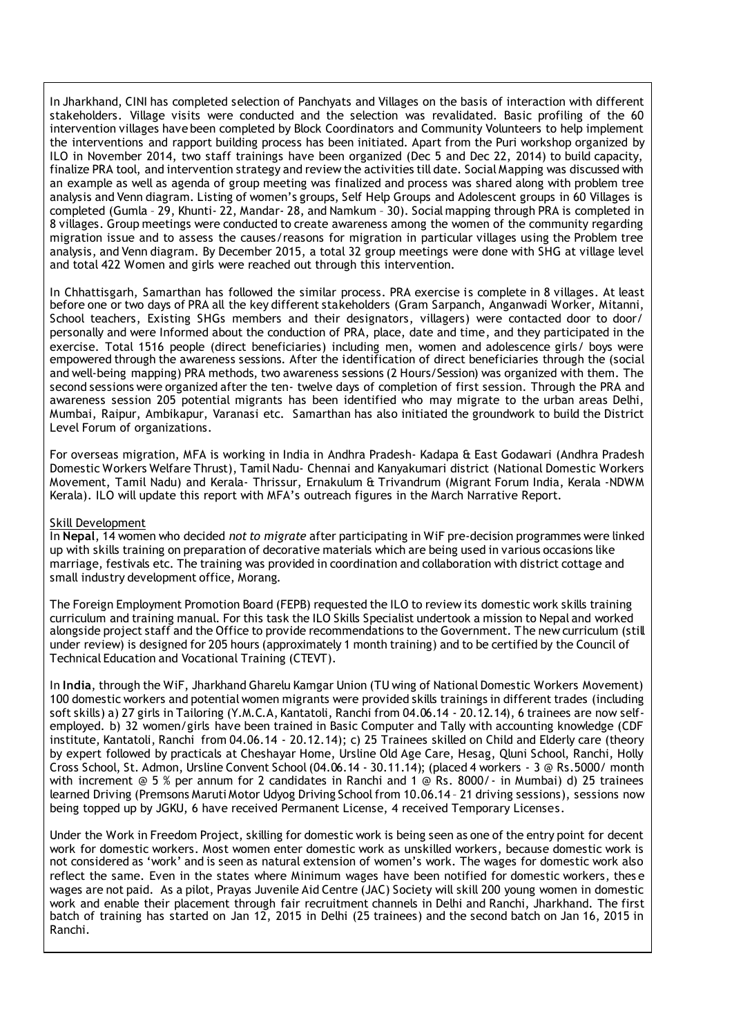In Jharkhand, CINI has completed selection of Panchyats and Villages on the basis of interaction with different stakeholders. Village visits were conducted and the selection was revalidated. Basic profiling of the 60 intervention villages have been completed by Block Coordinators and Community Volunteers to help implement the interventions and rapport building process has been initiated. Apart from the Puri workshop organized by ILO in November 2014, two staff trainings have been organized (Dec 5 and Dec 22, 2014) to build capacity, finalize PRA tool, and intervention strategy and review the activities till date. Social Mapping was discussed with an example as well as agenda of group meeting was finalized and process was shared along with problem tree analysis and Venn diagram. Listing of women's groups, Self Help Groups and Adolescent groups in 60 Villages is completed (Gumla – 29, Khunti- 22, Mandar- 28, and Namkum – 30). Social mapping through PRA is completed in 8 villages. Group meetings were conducted to create awareness among the women of the community regarding migration issue and to assess the causes/reasons for migration in particular villages using the Problem tree analysis, and Venn diagram. By December 2015, a total 32 group meetings were done with SHG at village level and total 422 Women and girls were reached out through this intervention.

In Chhattisgarh, Samarthan has followed the similar process. PRA exercise is complete in 8 villages. At least before one or two days of PRA all the key different stakeholders (Gram Sarpanch, Anganwadi Worker, Mitanni, School teachers, Existing SHGs members and their designators, villagers) were contacted door to door/ personally and were Informed about the conduction of PRA, place, date and time, and they participated in the exercise. Total 1516 people (direct beneficiaries) including men, women and adolescence girls/ boys were empowered through the awareness sessions. After the identification of direct beneficiaries through the (social and well-being mapping) PRA methods, two awareness sessions (2 Hours/Session) was organized with them. The second sessions were organized after the ten- twelve days of completion of first session. Through the PRA and awareness session 205 potential migrants has been identified who may migrate to the urban areas Delhi, Mumbai, Raipur, Ambikapur, Varanasi etc. Samarthan has also initiated the groundwork to build the District Level Forum of organizations.

For overseas migration, MFA is working in India in Andhra Pradesh- Kadapa & East Godawari (Andhra Pradesh Domestic Workers Welfare Thrust), Tamil Nadu- Chennai and Kanyakumari district (National Domestic Workers Movement, Tamil Nadu) and Kerala- Thrissur, Ernakulum & Trivandrum (Migrant Forum India, Kerala -NDWM Kerala). ILO will update this report with MFA's outreach figures in the March Narrative Report.

Skill Development

In **Nepal**, 14 women who decided *not to migrate* after participating in WiF pre-decision programmes were linked up with skills training on preparation of decorative materials which are being used in various occasions like marriage, festivals etc. The training was provided in coordination and collaboration with district cottage and small industry development office, Morang.

The Foreign Employment Promotion Board (FEPB) requested the ILO to review its domestic work skills training curriculum and training manual. For this task the ILO Skills Specialist undertook a mission to Nepal and worked alongside project staff and the Office to provide recommendations to the Government. The new curriculum (still under review) is designed for 205 hours (approximately 1 month training) and to be certified by the Council of Technical Education and Vocational Training (CTEVT).

In **India**, through the WiF, Jharkhand Gharelu Kamgar Union (TU wing of National Domestic Workers Movement) 100 domestic workers and potential women migrants were provided skills trainings in different trades (including soft skills) a) 27 girls in Tailoring (Y.M.C.A, Kantatoli, Ranchi from 04.06.14 - 20.12.14), 6 trainees are now self-employed. b) 32 women/girls have been trained in Basic Computer and Tally with accounting knowledge (CDF institute, Kantatoli, Ranchi from 04.06.14 - 20.12.14); c) 25 Trainees skilled on Child and Elderly care (theory by expert followed by practicals at Cheshayar Home, Ursline Old Age Care, Hesag, Qluni School, Ranchi, Holly Cross School, St. Admon, Ursline Convent School (04.06.14 - 30.11.14); (placed 4 workers - 3 @ Rs.5000/ month with increment @ 5 % per annum for 2 candidates in Ranchi and 1 @ Rs. 8000/- in Mumbai) d) 25 trainees learned Driving (Premsons Maruti Motor Udyog Driving School from 10.06.14 – 21 driving sessions), sessions now being topped up by JGKU, 6 have received Permanent License, 4 received Temporary Licenses.

Under the Work in Freedom Project, skilling for domestic work is being seen as one of the entry point for decent work for domestic workers. Most women enter domestic work as unskilled workers, because domestic work is not considered as 'work' and is seen as natural extension of women's work. The wages for domestic work also reflect the same. Even in the states where Minimum wages have been notified for domestic workers, these wages are not paid. As a pilot, Prayas Juvenile Aid Centre (JAC) Society will skill 200 young women in domestic work and enable their placement through fair recruitment channels in Delhi and Ranchi, Jharkhand. The first batch of training has started on Jan 12, 2015 in Delhi (25 trainees) and the second batch on Jan 16, 2015 in Ranchi.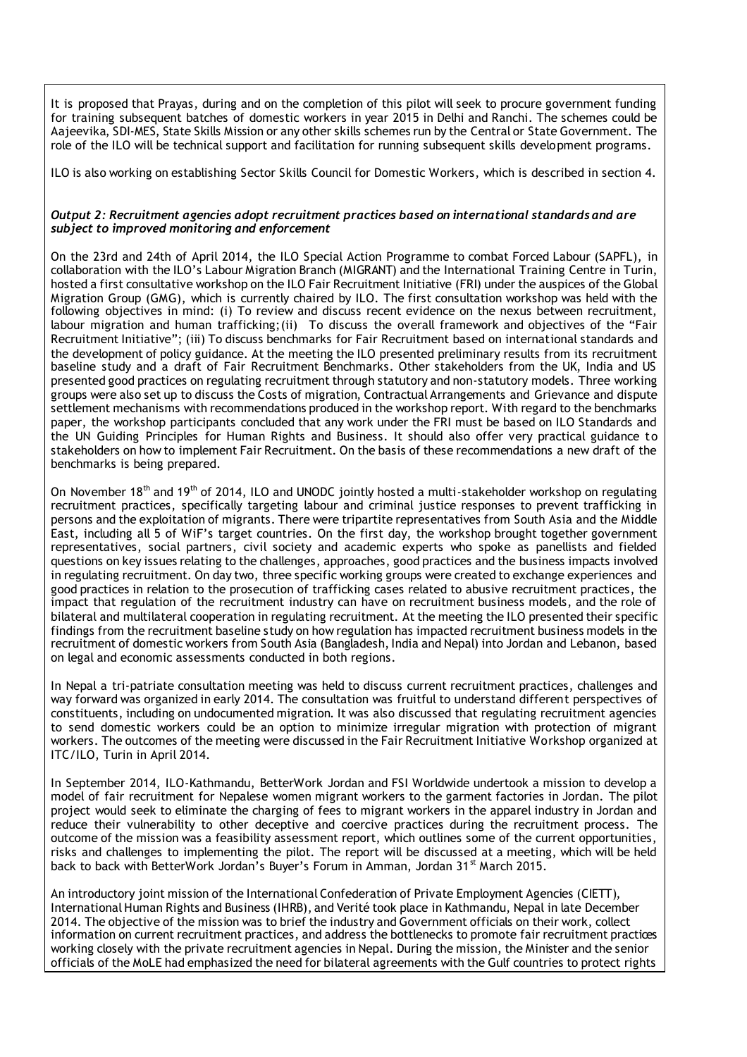It is proposed that Prayas, during and on the completion of this pilot will seek to procure government funding for training subsequent batches of domestic workers in year 2015 in Delhi and Ranchi. The schemes could be Aajeevika, SDI-MES, State Skills Mission or any other skills schemes run by the Central or State Government. The role of the ILO will be technical support and facilitation for running subsequent skills development programs.

ILO is also working on establishing Sector Skills Council for Domestic Workers, which is described in section 4.

***Output 2: Recruitment agencies adopt recruitment practices based on international standards and are subject to improved monitoring and enforcement***

On the 23rd and 24th of April 2014, the ILO Special Action Programme to combat Forced Labour (SAPFL), in collaboration with the ILO's Labour Migration Branch (MIGRANT) and the International Training Centre in Turin, hosted a first consultative workshop on the ILO Fair Recruitment Initiative (FRI) under the auspices of the Global Migration Group (GMG), which is currently chaired by ILO. The first consultation workshop was held with the following objectives in mind: (i) To review and discuss recent evidence on the nexus between recruitment, labour migration and human trafficking; (ii) To discuss the overall framework and objectives of the "Fair Recruitment Initiative"; (iii) To discuss benchmarks for Fair Recruitment based on international standards and the development of policy guidance. At the meeting the ILO presented preliminary results from its recruitment baseline study and a draft of Fair Recruitment Benchmarks. Other stakeholders from the UK, India and US presented good practices on regulating recruitment through statutory and non-statutory models. Three working groups were also set up to discuss the Costs of migration, Contractual Arrangements and Grievance and dispute settlement mechanisms with recommendations produced in the workshop report. With regard to the benchmarks paper, the workshop participants concluded that any work under the FRI must be based on ILO Standards and the UN Guiding Principles for Human Rights and Business. It should also offer very practical guidance to stakeholders on how to implement Fair Recruitment. On the basis of these recommendations a new draft of the benchmarks is being prepared.

On November 18th and 19th of 2014, ILO and UNODC jointly hosted a multi-stakeholder workshop on regulating recruitment practices, specifically targeting labour and criminal justice responses to prevent trafficking in persons and the exploitation of migrants. There were tripartite representatives from South Asia and the Middle East, including all 5 of WiF's target countries. On the first day, the workshop brought together government representatives, social partners, civil society and academic experts who spoke as panellists and fielded questions on key issues relating to the challenges, approaches, good practices and the business impacts involved in regulating recruitment. On day two, three specific working groups were created to exchange experiences and good practices in relation to the prosecution of trafficking cases related to abusive recruitment practices, the impact that regulation of the recruitment industry can have on recruitment business models, and the role of bilateral and multilateral cooperation in regulating recruitment. At the meeting the ILO presented their specific findings from the recruitment baseline study on how regulation has impacted recruitment business models in the recruitment of domestic workers from South Asia (Bangladesh, India and Nepal) into Jordan and Lebanon, based on legal and economic assessments conducted in both regions.

In Nepal a tri-patriate consultation meeting was held to discuss current recruitment practices, challenges and way forward was organized in early 2014. The consultation was fruitful to understand different perspectives of constituents, including on undocumented migration. It was also discussed that regulating recruitment agencies to send domestic workers could be an option to minimize irregular migration with protection of migrant workers. The outcomes of the meeting were discussed in the Fair Recruitment Initiative Workshop organized at ITC/ILO, Turin in April 2014.

In September 2014, ILO-Kathmandu, BetterWork Jordan and FSI Worldwide undertook a mission to develop a model of fair recruitment for Nepalese women migrant workers to the garment factories in Jordan. The pilot project would seek to eliminate the charging of fees to migrant workers in the apparel industry in Jordan and reduce their vulnerability to other deceptive and coercive practices during the recruitment process. The outcome of the mission was a feasibility assessment report, which outlines some of the current opportunities, risks and challenges to implementing the pilot. The report will be discussed at a meeting, which will be held back to back with BetterWork Jordan's Buyer's Forum in Amman, Jordan 31st March 2015.

An introductory joint mission of the International Confederation of Private Employment Agencies (CIETT), International Human Rights and Business (IHRB), and Verité took place in Kathmandu, Nepal in late December 2014. The objective of the mission was to brief the industry and Government officials on their work, collect information on current recruitment practices, and address the bottlenecks to promote fair recruitment practices working closely with the private recruitment agencies in Nepal. During the mission, the Minister and the senior officials of the MoLE had emphasized the need for bilateral agreements with the Gulf countries to protect rights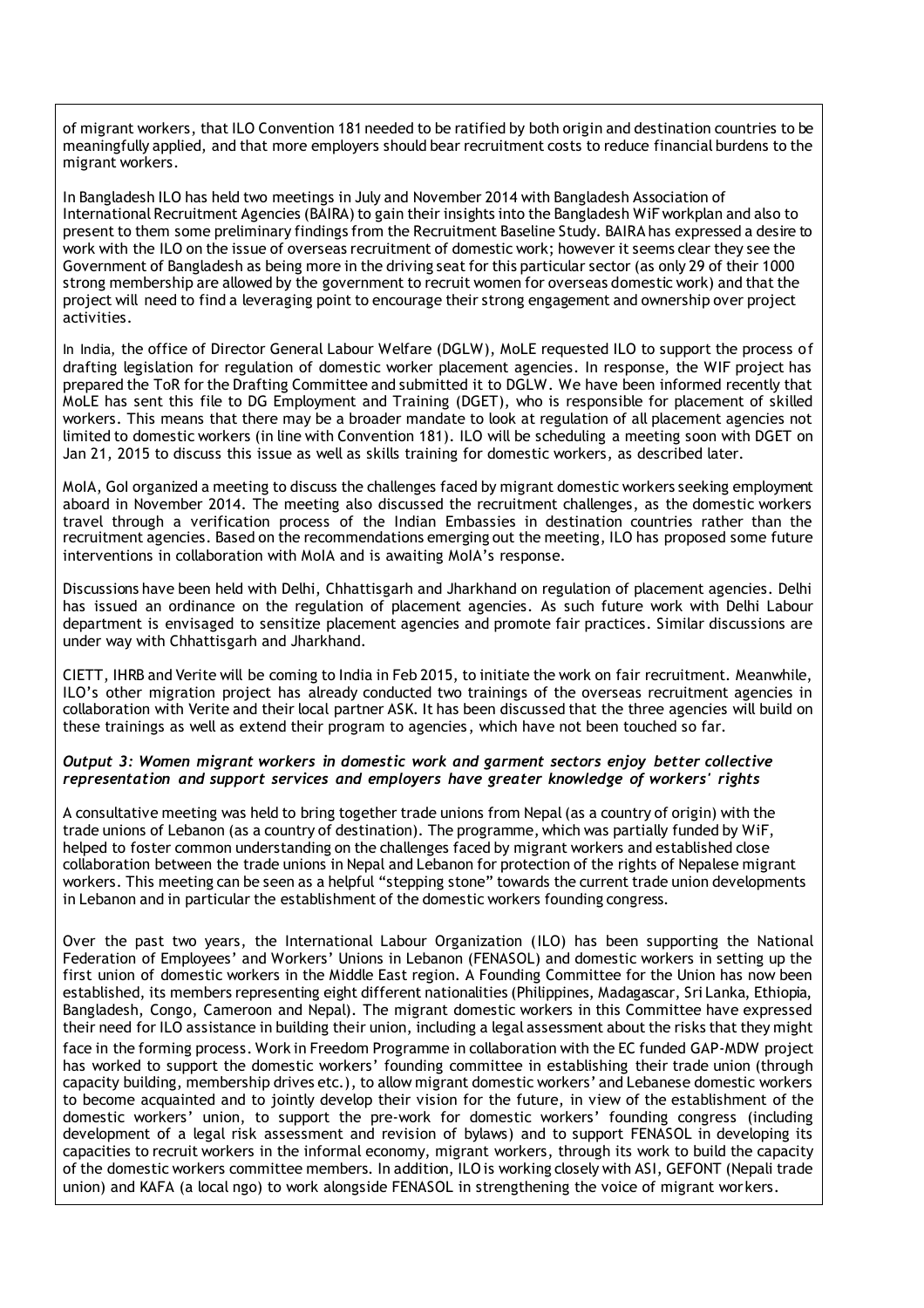of migrant workers, that ILO Convention 181 needed to be ratified by both origin and destination countries to be meaningfully applied, and that more employers should bear recruitment costs to reduce financial burdens to the migrant workers.

In Bangladesh ILO has held two meetings in July and November 2014 with Bangladesh Association of International Recruitment Agencies (BAIRA) to gain their insights into the Bangladesh WiF workplan and also to present to them some preliminary findings from the Recruitment Baseline Study. BAIRA has expressed a desire to work with the ILO on the issue of overseas recruitment of domestic work; however it seems clear they see the Government of Bangladesh as being more in the driving seat for this particular sector (as only 29 of their 1000 strong membership are allowed by the government to recruit women for overseas domestic work) and that the project will need to find a leveraging point to encourage their strong engagement and ownership over project activities.

In India, the office of Director General Labour Welfare (DGLW), MoLE requested ILO to support the process of drafting legislation for regulation of domestic worker placement agencies. In response, the WIF project has prepared the ToR for the Drafting Committee and submitted it to DGLW. We have been informed recently that MoLE has sent this file to DG Employment and Training (DGET), who is responsible for placement of skilled workers. This means that there may be a broader mandate to look at regulation of all placement agencies not limited to domestic workers (in line with Convention 181). ILO will be scheduling a meeting soon with DGET on Jan 21, 2015 to discuss this issue as well as skills training for domestic workers, as described later.

MoIA, GoI organized a meeting to discuss the challenges faced by migrant domestic workers seeking employment aboard in November 2014. The meeting also discussed the recruitment challenges, as the domestic workers travel through a verification process of the Indian Embassies in destination countries rather than the recruitment agencies. Based on the recommendations emerging out the meeting, ILO has proposed some future interventions in collaboration with MoIA and is awaiting MoIA's response.

Discussions have been held with Delhi, Chhattisgarh and Jharkhand on regulation of placement agencies. Delhi has issued an ordinance on the regulation of placement agencies. As such future work with Delhi Labour department is envisaged to sensitize placement agencies and promote fair practices. Similar discussions are under way with Chhattisgarh and Jharkhand.

CIETT, IHRB and Verite will be coming to India in Feb 2015, to initiate the work on fair recruitment. Meanwhile, ILO's other migration project has already conducted two trainings of the overseas recruitment agencies in collaboration with Verite and their local partner ASK. It has been discussed that the three agencies will build on these trainings as well as extend their program to agencies, which have not been touched so far.

***Output 3: Women migrant workers in domestic work and garment sectors enjoy better collective representation and support services and employers have greater knowledge of workers' rights***

A consultative meeting was held to bring together trade unions from Nepal (as a country of origin) with the trade unions of Lebanon (as a country of destination). The programme, which was partially funded by WiF, helped to foster common understanding on the challenges faced by migrant workers and established close collaboration between the trade unions in Nepal and Lebanon for protection of the rights of Nepalese migrant workers. This meeting can be seen as a helpful "stepping stone" towards the current trade union developments in Lebanon and in particular the establishment of the domestic workers founding congress.

Over the past two years, the International Labour Organization (ILO) has been supporting the National Federation of Employees' and Workers' Unions in Lebanon (FENASOL) and domestic workers in setting up the first union of domestic workers in the Middle East region. A Founding Committee for the Union has now been established, its members representing eight different nationalities (Philippines, Madagascar, Sri Lanka, Ethiopia, Bangladesh, Congo, Cameroon and Nepal). The migrant domestic workers in this Committee have expressed their need for ILO assistance in building their union, including a legal assessment about the risks that they might face in the forming process. Work in Freedom Programme in collaboration with the EC funded GAP-MDW project has worked to support the domestic workers' founding committee in establishing their trade union (through capacity building, membership drives etc.), to allow migrant domestic workers' and Lebanese domestic workers to become acquainted and to jointly develop their vision for the future, in view of the establishment of the domestic workers' union, to support the pre-work for domestic workers' founding congress (including development of a legal risk assessment and revision of bylaws) and to support FENASOL in developing its capacities to recruit workers in the informal economy, migrant workers, through its work to build the capacity of the domestic workers committee members. In addition, ILO is working closely with ASI, GEFONT (Nepali trade union) and KAFA (a local ngo) to work alongside FENASOL in strengthening the voice of migrant workers.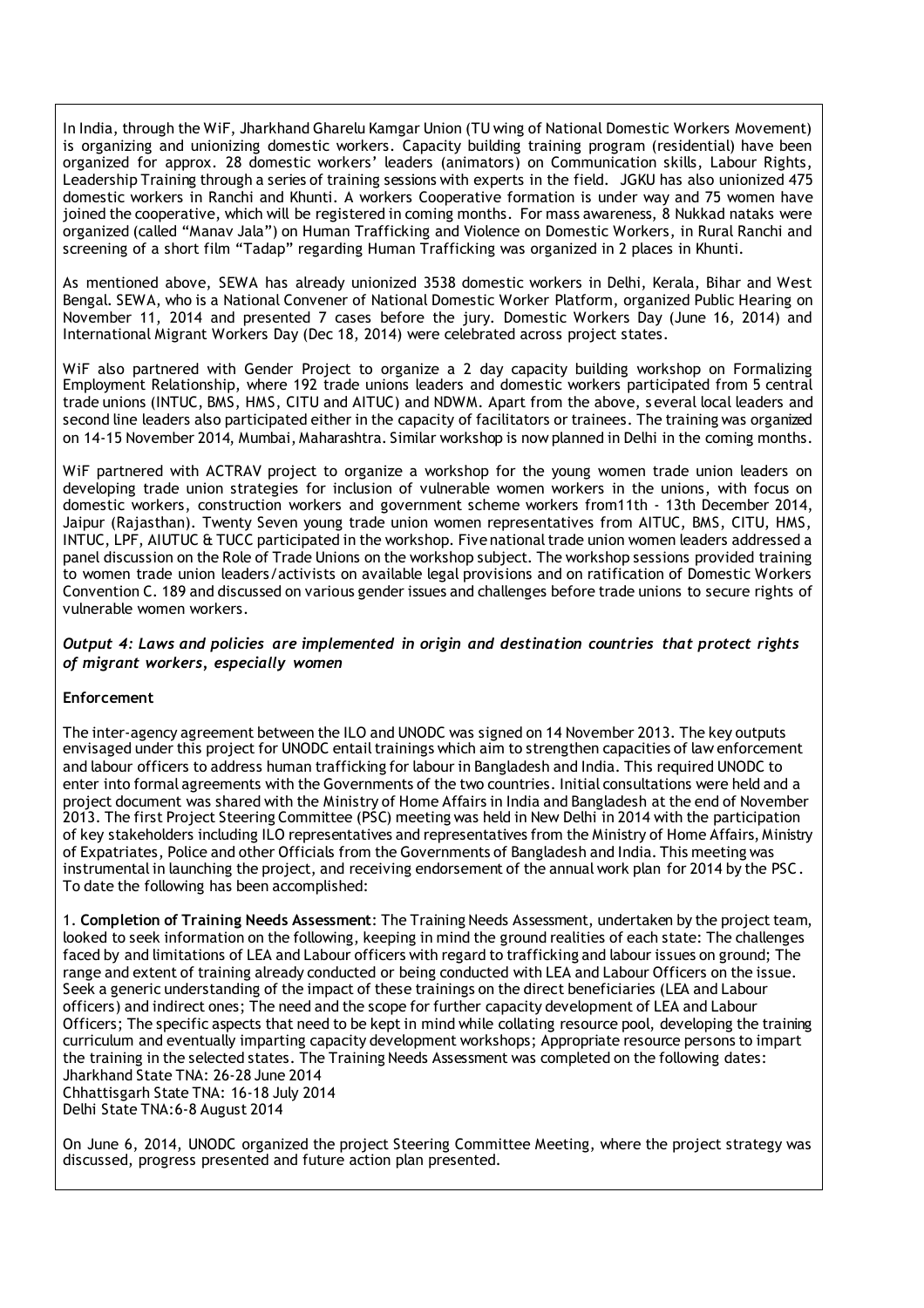In India, through the WiF, Jharkhand Gharelu Kamgar Union (TU wing of National Domestic Workers Movement) is organizing and unionizing domestic workers. Capacity building training program (residential) have been organized for approx. 28 domestic workers' leaders (animators) on Communication skills, Labour Rights, Leadership Training through a series of training sessions with experts in the field. JGKU has also unionized 475 domestic workers in Ranchi and Khunti. A workers Cooperative formation is under way and 75 women have joined the cooperative, which will be registered in coming months. For mass awareness, 8 Nukkad nataks were organized (called "Manav Jala") on Human Trafficking and Violence on Domestic Workers, in Rural Ranchi and screening of a short film "Tadap" regarding Human Trafficking was organized in 2 places in Khunti.

As mentioned above, SEWA has already unionized 3538 domestic workers in Delhi, Kerala, Bihar and West Bengal. SEWA, who is a National Convener of National Domestic Worker Platform, organized Public Hearing on November 11, 2014 and presented 7 cases before the jury. Domestic Workers Day (June 16, 2014) and International Migrant Workers Day (Dec 18, 2014) were celebrated across project states.

WiF also partnered with Gender Project to organize a 2 day capacity building workshop on Formalizing Employment Relationship, where 192 trade unions leaders and domestic workers participated from 5 central trade unions (INTUC, BMS, HMS, CITU and AITUC) and NDWM. Apart from the above, several local leaders and second line leaders also participated either in the capacity of facilitators or trainees. The training was organized on 14-15 November 2014, Mumbai, Maharashtra. Similar workshop is now planned in Delhi in the coming months.

WiF partnered with ACTRAV project to organize a workshop for the young women trade union leaders on developing trade union strategies for inclusion of vulnerable women workers in the unions, with focus on domestic workers, construction workers and government scheme workers from11th - 13th December 2014, Jaipur (Rajasthan). Twenty Seven young trade union women representatives from AITUC, BMS, CITU, HMS, INTUC, LPF, AIUTUC & TUCC participated in the workshop. Five national trade union women leaders addressed a panel discussion on the Role of Trade Unions on the workshop subject. The workshop sessions provided training to women trade union leaders/activists on available legal provisions and on ratification of Domestic Workers Convention C. 189 and discussed on various gender issues and challenges before trade unions to secure rights of vulnerable women workers.

***Output 4: Laws and policies are implemented in origin and destination countries that protect rights of migrant workers, especially women***

**Enforcement**

The inter-agency agreement between the ILO and UNODC was signed on 14 November 2013. The key outputs envisaged under this project for UNODC entail trainings which aim to strengthen capacities of law enforcement and labour officers to address human trafficking for labour in Bangladesh and India. This required UNODC to enter into formal agreements with the Governments of the two countries. Initial consultations were held and a project document was shared with the Ministry of Home Affairs in India and Bangladesh at the end of November 2013. The first Project Steering Committee (PSC) meeting was held in New Delhi in 2014 with the participation of key stakeholders including ILO representatives and representatives from the Ministry of Home Affairs, Ministry of Expatriates, Police and other Officials from the Governments of Bangladesh and India. This meeting was instrumental in launching the project, and receiving endorsement of the annual work plan for 2014 by the PSC. To date the following has been accomplished:

1. **Completion of Training Needs Assessment**: The Training Needs Assessment, undertaken by the project team, looked to seek information on the following, keeping in mind the ground realities of each state: The challenges faced by and limitations of LEA and Labour officers with regard to trafficking and labour issues on ground; The range and extent of training already conducted or being conducted with LEA and Labour Officers on the issue. Seek a generic understanding of the impact of these trainings on the direct beneficiaries (LEA and Labour officers) and indirect ones; The need and the scope for further capacity development of LEA and Labour Officers; The specific aspects that need to be kept in mind while collating resource pool, developing the training curriculum and eventually imparting capacity development workshops; Appropriate resource persons to impart the training in the selected states. The Training Needs Assessment was completed on the following dates:
Jharkhand State TNA: 26-28 June 2014
Chhattisgarh State TNA: 16-18 July 2014
Delhi State TNA:6-8 August 2014

On June 6, 2014, UNODC organized the project Steering Committee Meeting, where the project strategy was discussed, progress presented and future action plan presented.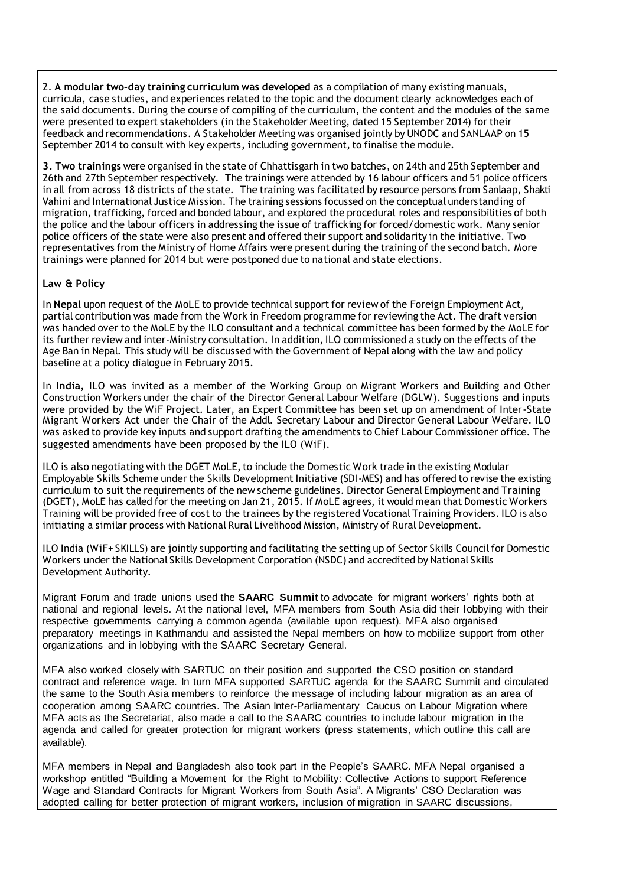2. **A modular two-day training curriculum was developed** as a compilation of many existing manuals, curricula, case studies, and experiences related to the topic and the document clearly acknowledges each of the said documents. During the course of compiling of the curriculum, the content and the modules of the same were presented to expert stakeholders (in the Stakeholder Meeting, dated 15 September 2014) for their feedback and recommendations. A Stakeholder Meeting was organised jointly by UNODC and SANLAAP on 15 September 2014 to consult with key experts, including government, to finalise the module.

**3. Two trainings** were organised in the state of Chhattisgarh in two batches, on 24th and 25th September and 26th and 27th September respectively. The trainings were attended by 16 labour officers and 51 police officers in all from across 18 districts of the state. The training was facilitated by resource persons from Sanlaap, Shakti Vahini and International Justice Mission. The training sessions focussed on the conceptual understanding of migration, trafficking, forced and bonded labour, and explored the procedural roles and responsibilities of both the police and the labour officers in addressing the issue of trafficking for forced/domestic work. Many senior police officers of the state were also present and offered their support and solidarity in the initiative. Two representatives from the Ministry of Home Affairs were present during the training of the second batch. More trainings were planned for 2014 but were postponed due to national and state elections.

**Law & Policy**

In **Nepal** upon request of the MoLE to provide technical support for review of the Foreign Employment Act, partial contribution was made from the Work in Freedom programme for reviewing the Act. The draft version was handed over to the MoLE by the ILO consultant and a technical committee has been formed by the MoLE for its further review and inter-Ministry consultation. In addition, ILO commissioned a study on the effects of the Age Ban in Nepal. This study will be discussed with the Government of Nepal along with the law and policy baseline at a policy dialogue in February 2015.

In **India,** ILO was invited as a member of the Working Group on Migrant Workers and Building and Other Construction Workers under the chair of the Director General Labour Welfare (DGLW). Suggestions and inputs were provided by the WiF Project. Later, an Expert Committee has been set up on amendment of Inter-State Migrant Workers Act under the Chair of the Addl. Secretary Labour and Director General Labour Welfare. ILO was asked to provide key inputs and support drafting the amendments to Chief Labour Commissioner office. The suggested amendments have been proposed by the ILO (WiF).

ILO is also negotiating with the DGET MoLE, to include the Domestic Work trade in the existing Modular Employable Skills Scheme under the Skills Development Initiative (SDI-MES) and has offered to revise the existing curriculum to suit the requirements of the new scheme guidelines. Director General Employment and Training (DGET), MoLE has called for the meeting on Jan 21, 2015. If MoLE agrees, it would mean that Domestic Workers Training will be provided free of cost to the trainees by the registered Vocational Training Providers. ILO is also initiating a similar process with National Rural Livelihood Mission, Ministry of Rural Development.

ILO India (WiF+ SKILLS) are jointly supporting and facilitating the setting up of Sector Skills Council for Domestic Workers under the National Skills Development Corporation (NSDC) and accredited by National Skills Development Authority.

Migrant Forum and trade unions used the **SAARC Summit** to advocate for migrant workers' rights both at national and regional levels. At the national level, MFA members from South Asia did their lobbying with their respective governments carrying a common agenda (available upon request). MFA also organised preparatory meetings in Kathmandu and assisted the Nepal members on how to mobilize support from other organizations and in lobbying with the SAARC Secretary General.

MFA also worked closely with SARTUC on their position and supported the CSO position on standard contract and reference wage. In turn MFA supported SARTUC agenda for the SAARC Summit and circulated the same to the South Asia members to reinforce the message of including labour migration as an area of cooperation among SAARC countries. The Asian Inter-Parliamentary Caucus on Labour Migration where MFA acts as the Secretariat, also made a call to the SAARC countries to include labour migration in the agenda and called for greater protection for migrant workers (press statements, which outline this call are available).

MFA members in Nepal and Bangladesh also took part in the People's SAARC. MFA Nepal organised a workshop entitled "Building a Movement for the Right to Mobility: Collective Actions to support Reference Wage and Standard Contracts for Migrant Workers from South Asia". A Migrants' CSO Declaration was adopted calling for better protection of migrant workers, inclusion of migration in SAARC discussions,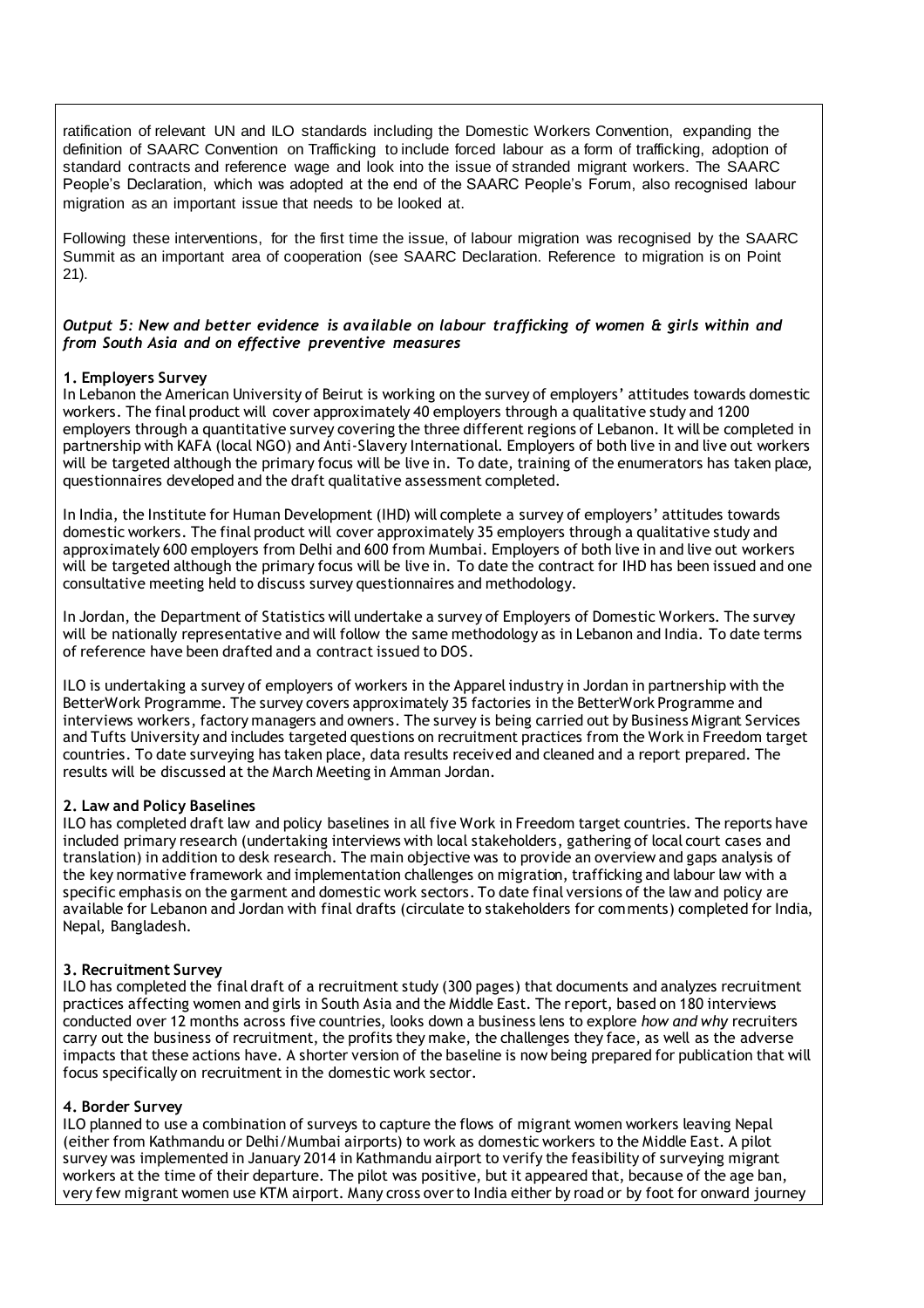ratification of relevant UN and ILO standards including the Domestic Workers Convention, expanding the definition of SAARC Convention on Trafficking to include forced labour as a form of trafficking, adoption of standard contracts and reference wage and look into the issue of stranded migrant workers. The SAARC People's Declaration, which was adopted at the end of the SAARC People's Forum, also recognised labour migration as an important issue that needs to be looked at.

Following these interventions, for the first time the issue, of labour migration was recognised by the SAARC Summit as an important area of cooperation (see SAARC Declaration. Reference to migration is on Point 21).

***Output 5: New and better evidence is available on labour trafficking of women & girls within and from South Asia and on effective preventive measures***

**1. Employers Survey**

In Lebanon the American University of Beirut is working on the survey of employers' attitudes towards domestic workers. The final product will cover approximately 40 employers through a qualitative study and 1200 employers through a quantitative survey covering the three different regions of Lebanon. It will be completed in partnership with KAFA (local NGO) and Anti-Slavery International. Employers of both live in and live out workers will be targeted although the primary focus will be live in. To date, training of the enumerators has taken place, questionnaires developed and the draft qualitative assessment completed.

In India, the Institute for Human Development (IHD) will complete a survey of employers' attitudes towards domestic workers. The final product will cover approximately 35 employers through a qualitative study and approximately 600 employers from Delhi and 600 from Mumbai. Employers of both live in and live out workers will be targeted although the primary focus will be live in. To date the contract for IHD has been issued and one consultative meeting held to discuss survey questionnaires and methodology.

In Jordan, the Department of Statistics will undertake a survey of Employers of Domestic Workers. The survey will be nationally representative and will follow the same methodology as in Lebanon and India. To date terms of reference have been drafted and a contract issued to DOS.

ILO is undertaking a survey of employers of workers in the Apparel industry in Jordan in partnership with the BetterWork Programme. The survey covers approximately 35 factories in the BetterWork Programme and interviews workers, factory managers and owners. The survey is being carried out by Business Migrant Services and Tufts University and includes targeted questions on recruitment practices from the Work in Freedom target countries. To date surveying has taken place, data results received and cleaned and a report prepared. The results will be discussed at the March Meeting in Amman Jordan.

**2. Law and Policy Baselines**

ILO has completed draft law and policy baselines in all five Work in Freedom target countries. The reports have included primary research (undertaking interviews with local stakeholders, gathering of local court cases and translation) in addition to desk research. The main objective was to provide an overview and gaps analysis of the key normative framework and implementation challenges on migration, trafficking and labour law with a specific emphasis on the garment and domestic work sectors. To date final versions of the law and policy are available for Lebanon and Jordan with final drafts (circulate to stakeholders for comments) completed for India, Nepal, Bangladesh.

**3. Recruitment Survey**

ILO has completed the final draft of a recruitment study (300 pages) that documents and analyzes recruitment practices affecting women and girls in South Asia and the Middle East. The report, based on 180 interviews conducted over 12 months across five countries, looks down a business lens to explore *how and why* recruiters carry out the business of recruitment, the profits they make, the challenges they face, as well as the adverse impacts that these actions have. A shorter version of the baseline is now being prepared for publication that will focus specifically on recruitment in the domestic work sector.

**4. Border Survey**

ILO planned to use a combination of surveys to capture the flows of migrant women workers leaving Nepal (either from Kathmandu or Delhi/Mumbai airports) to work as domestic workers to the Middle East. A pilot survey was implemented in January 2014 in Kathmandu airport to verify the feasibility of surveying migrant workers at the time of their departure. The pilot was positive, but it appeared that, because of the age ban, very few migrant women use KTM airport. Many cross over to India either by road or by foot for onward journey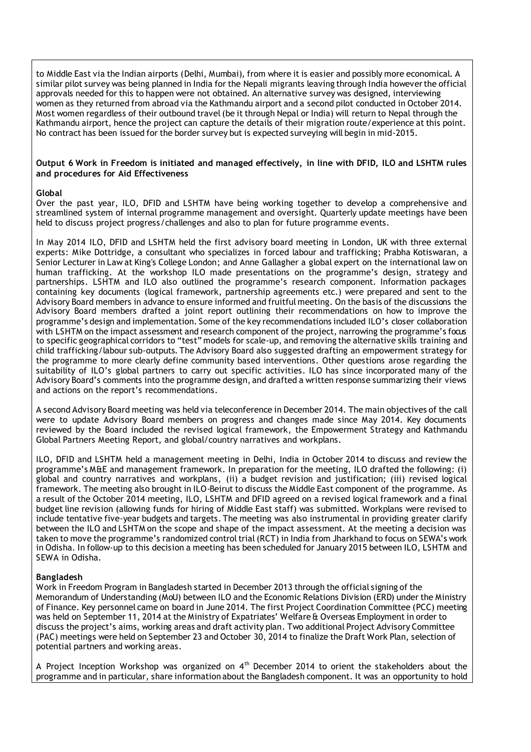to Middle East via the Indian airports (Delhi, Mumbai), from where it is easier and possibly more economical. A similar pilot survey was being planned in India for the Nepali migrants leaving through India however the official approvals needed for this to happen were not obtained. An alternative survey was designed, interviewing women as they returned from abroad via the Kathmandu airport and a second pilot conducted in October 2014. Most women regardless of their outbound travel (be it through Nepal or India) will return to Nepal through the Kathmandu airport, hence the project can capture the details of their migration route/experience at this point. No contract has been issued for the border survey but is expected surveying will begin in mid-2015.

**Output 6 Work in Freedom is initiated and managed effectively, in line with DFID, ILO and LSHTM rules and procedures for Aid Effectiveness**

**Global**

Over the past year, ILO, DFID and LSHTM have being working together to develop a comprehensive and streamlined system of internal programme management and oversight. Quarterly update meetings have been held to discuss project progress/challenges and also to plan for future programme events.

In May 2014 ILO, DFID and LSHTM held the first advisory board meeting in London, UK with three external experts: Mike Dottridge, a consultant who specializes in forced labour and trafficking; Prabha Kotiswaran, a Senior Lecturer in Law at King's College London; and Anne Gallagher a global expert on the international law on human trafficking. At the workshop ILO made presentations on the programme's design, strategy and partnerships. LSHTM and ILO also outlined the programme's research component. Information packages containing key documents (logical framework, partnership agreements etc.) were prepared and sent to the Advisory Board members in advance to ensure informed and fruitful meeting. On the basis of the discussions the Advisory Board members drafted a joint report outlining their recommendations on how to improve the programme's design and implementation. Some of the key recommendations included ILO's closer collaboration with LSHTM on the impact assessment and research component of the project, narrowing the programme's focus to specific geographical corridors to "test" models for scale-up, and removing the alternative skills training and child trafficking/labour sub-outputs. The Advisory Board also suggested drafting an empowerment strategy for the programme to more clearly define community based interventions. Other questions arose regarding the suitability of ILO's global partners to carry out specific activities. ILO has since incorporated many of the Advisory Board's comments into the programme design, and drafted a written response summarizing their views and actions on the report's recommendations.

A second Advisory Board meeting was held via teleconference in December 2014. The main objectives of the call were to update Advisory Board members on progress and changes made since May 2014. Key documents reviewed by the Board included the revised logical framework, the Empowerment Strategy and Kathmandu Global Partners Meeting Report, and global/country narratives and workplans.

ILO, DFID and LSHTM held a management meeting in Delhi, India in October 2014 to discuss and review the programme's M&E and management framework. In preparation for the meeting, ILO drafted the following: (i) global and country narratives and workplans, (ii) a budget revision and justification; (iii) revised logical framework. The meeting also brought in ILO-Beirut to discuss the Middle East component of the programme. As a result of the October 2014 meeting, ILO, LSHTM and DFID agreed on a revised logical framework and a final budget line revision (allowing funds for hiring of Middle East staff) was submitted. Workplans were revised to include tentative five-year budgets and targets. The meeting was also instrumental in providing greater clarify between the ILO and LSHTM on the scope and shape of the impact assessment. At the meeting a decision was taken to move the programme's randomized control trial (RCT) in India from Jharkhand to focus on SEWA's work in Odisha. In follow-up to this decision a meeting has been scheduled for January 2015 between ILO, LSHTM and SEWA in Odisha.

**Bangladesh**

Work in Freedom Program in Bangladesh started in December 2013 through the official signing of the Memorandum of Understanding (MoU) between ILO and the Economic Relations Division (ERD) under the Ministry of Finance. Key personnel came on board in June 2014. The first Project Coordination Committee (PCC) meeting was held on September 11, 2014 at the Ministry of Expatriates' Welfare & Overseas Employment in order to discuss the project's aims, working areas and draft activity plan. Two additional Project Advisory Committee (PAC) meetings were held on September 23 and October 30, 2014 to finalize the Draft Work Plan, selection of potential partners and working areas.

A Project Inception Workshop was organized on 4th December 2014 to orient the stakeholders about the programme and in particular, share information about the Bangladesh component. It was an opportunity to hold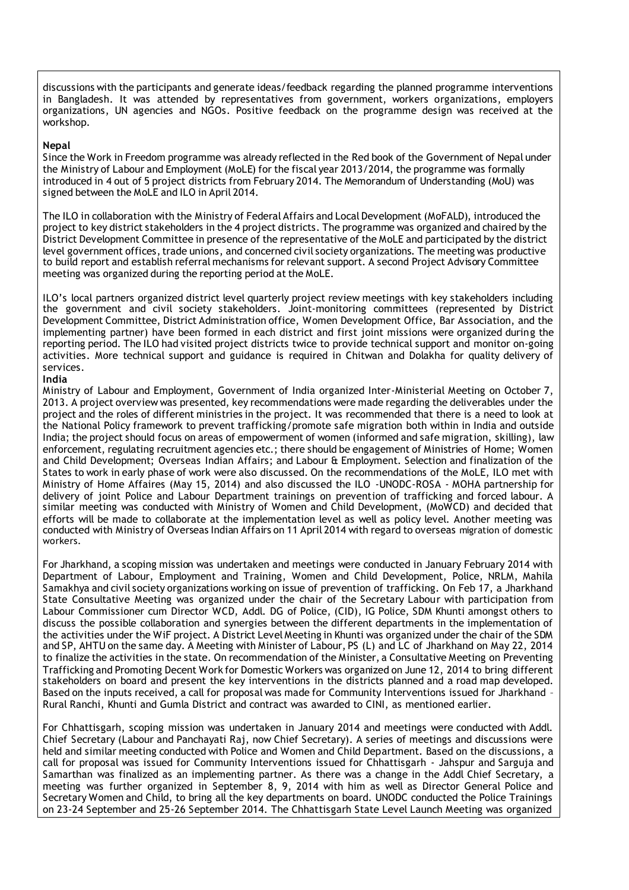discussions with the participants and generate ideas/feedback regarding the planned programme interventions in Bangladesh. It was attended by representatives from government, workers organizations, employers organizations, UN agencies and NGOs. Positive feedback on the programme design was received at the workshop.

**Nepal**

Since the Work in Freedom programme was already reflected in the Red book of the Government of Nepal under the Ministry of Labour and Employment (MoLE) for the fiscal year 2013/2014, the programme was formally introduced in 4 out of 5 project districts from February 2014. The Memorandum of Understanding (MoU) was signed between the MoLE and ILO in April 2014.

The ILO in collaboration with the Ministry of Federal Affairs and Local Development (MoFALD), introduced the project to key district stakeholders in the 4 project districts. The programme was organized and chaired by the District Development Committee in presence of the representative of the MoLE and participated by the district level government offices, trade unions, and concerned civil society organizations. The meeting was productive to build report and establish referral mechanisms for relevant support. A second Project Advisory Committee meeting was organized during the reporting period at the MoLE.

ILO's local partners organized district level quarterly project review meetings with key stakeholders including the government and civil society stakeholders. Joint-monitoring committees (represented by District Development Committee, District Administration office, Women Development Office, Bar Association, and the implementing partner) have been formed in each district and first joint missions were organized during the reporting period. The ILO had visited project districts twice to provide technical support and monitor on-going activities. More technical support and guidance is required in Chitwan and Dolakha for quality delivery of services.

**India**

Ministry of Labour and Employment, Government of India organized Inter-Ministerial Meeting on October 7, 2013. A project overview was presented, key recommendations were made regarding the deliverables under the project and the roles of different ministries in the project. It was recommended that there is a need to look at the National Policy framework to prevent trafficking/promote safe migration both within in India and outside India; the project should focus on areas of empowerment of women (informed and safe migration, skilling), law enforcement, regulating recruitment agencies etc.; there should be engagement of Ministries of Home; Women and Child Development; Overseas Indian Affairs; and Labour & Employment. Selection and finalization of the States to work in early phase of work were also discussed. On the recommendations of the MoLE, ILO met with Ministry of Home Affaires (May 15, 2014) and also discussed the ILO -UNODC-ROSA - MOHA partnership for delivery of joint Police and Labour Department trainings on prevention of trafficking and forced labour. A similar meeting was conducted with Ministry of Women and Child Development, (MoWCD) and decided that efforts will be made to collaborate at the implementation level as well as policy level. Another meeting was conducted with Ministry of Overseas Indian Affairs on 11 April 2014 with regard to overseas migration of domestic workers.

For Jharkhand, a scoping mission was undertaken and meetings were conducted in January February 2014 with Department of Labour, Employment and Training, Women and Child Development, Police, NRLM, Mahila Samakhya and civil society organizations working on issue of prevention of trafficking. On Feb 17, a Jharkhand State Consultative Meeting was organized under the chair of the Secretary Labour with participation from Labour Commissioner cum Director WCD, Addl. DG of Police, (CID), IG Police, SDM Khunti amongst others to discuss the possible collaboration and synergies between the different departments in the implementation of the activities under the WiF project. A District Level Meeting in Khunti was organized under the chair of the SDM and SP, AHTU on the same day. A Meeting with Minister of Labour, PS (L) and LC of Jharkhand on May 22, 2014 to finalize the activities in the state. On recommendation of the Minister, a Consultative Meeting on Preventing Trafficking and Promoting Decent Work for Domestic Workers was organized on June 12, 2014 to bring different stakeholders on board and present the key interventions in the districts planned and a road map developed. Based on the inputs received, a call for proposal was made for Community Interventions issued for Jharkhand – Rural Ranchi, Khunti and Gumla District and contract was awarded to CINI, as mentioned earlier.

For Chhattisgarh, scoping mission was undertaken in January 2014 and meetings were conducted with Addl. Chief Secretary (Labour and Panchayati Raj, now Chief Secretary). A series of meetings and discussions were held and similar meeting conducted with Police and Women and Child Department. Based on the discussions, a call for proposal was issued for Community Interventions issued for Chhattisgarh - Jahspur and Sarguja and Samarthan was finalized as an implementing partner. As there was a change in the Addl Chief Secretary, a meeting was further organized in September 8, 9, 2014 with him as well as Director General Police and Secretary Women and Child, to bring all the key departments on board. UNODC conducted the Police Trainings on 23-24 September and 25-26 September 2014. The Chhattisgarh State Level Launch Meeting was organized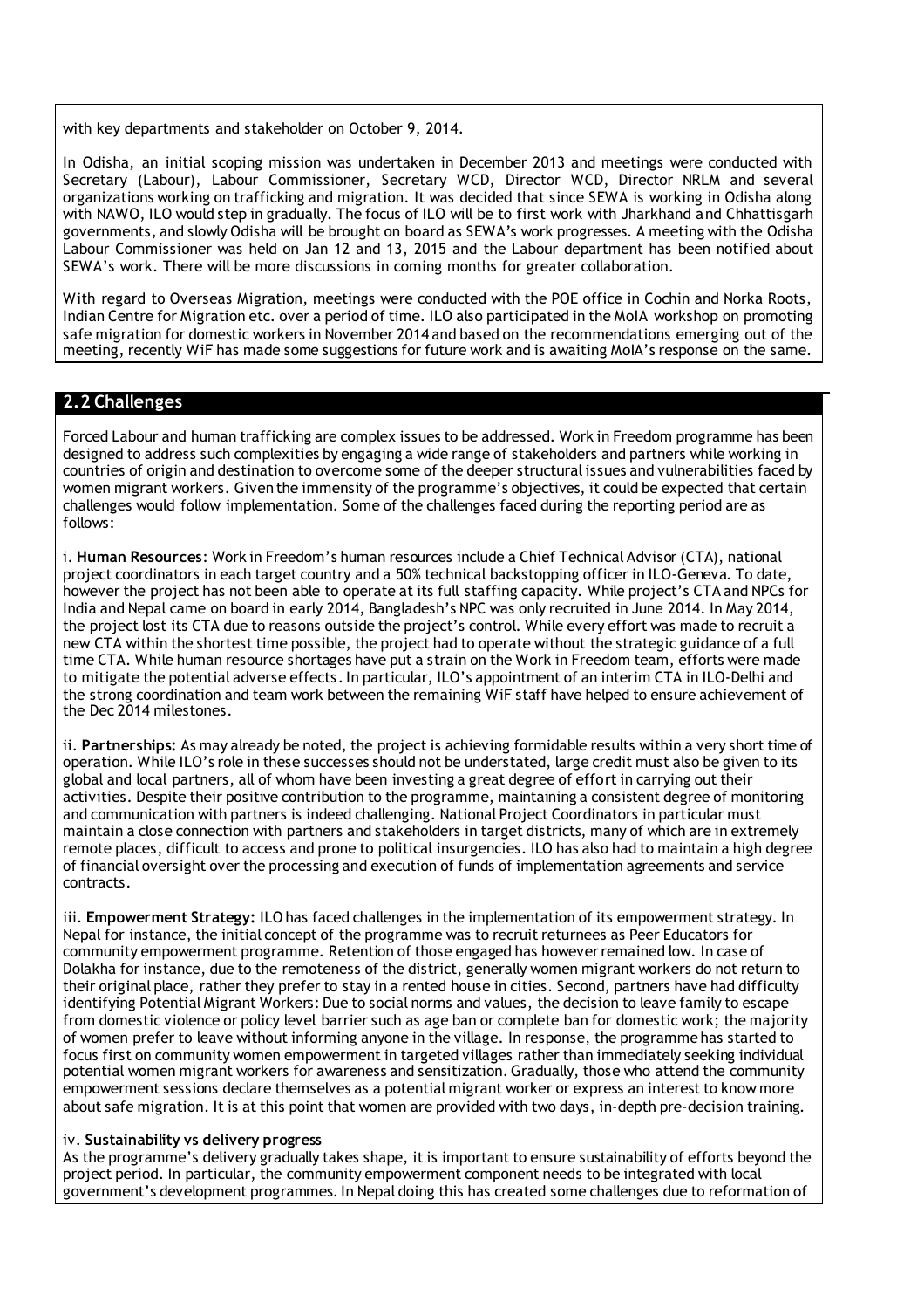with key departments and stakeholder on October 9, 2014.

In Odisha, an initial scoping mission was undertaken in December 2013 and meetings were conducted with Secretary (Labour), Labour Commissioner, Secretary WCD, Director WCD, Director NRLM and several organizations working on trafficking and migration. It was decided that since SEWA is working in Odisha along with NAWO, ILO would step in gradually. The focus of ILO will be to first work with Jharkhand and Chhattisgarh governments, and slowly Odisha will be brought on board as SEWA's work progresses. A meeting with the Odisha Labour Commissioner was held on Jan 12 and 13, 2015 and the Labour department has been notified about SEWA's work. There will be more discussions in coming months for greater collaboration.

With regard to Overseas Migration, meetings were conducted with the POE office in Cochin and Norka Roots, Indian Centre for Migration etc. over a period of time. ILO also participated in the MoIA workshop on promoting safe migration for domestic workers in November 2014 and based on the recommendations emerging out of the meeting, recently WiF has made some suggestions for future work and is awaiting MoIA's response on the same.

## 2.2 Challenges

Forced Labour and human trafficking are complex issues to be addressed. Work in Freedom programme has been designed to address such complexities by engaging a wide range of stakeholders and partners while working in countries of origin and destination to overcome some of the deeper structural issues and vulnerabilities faced by women migrant workers. Given the immensity of the programme's objectives, it could be expected that certain challenges would follow implementation. Some of the challenges faced during the reporting period are as follows:

i. **Human Resources**: Work in Freedom's human resources include a Chief Technical Advisor (CTA), national project coordinators in each target country and a 50% technical backstopping officer in ILO-Geneva. To date, however the project has not been able to operate at its full staffing capacity. While project's CTA and NPCs for India and Nepal came on board in early 2014, Bangladesh's NPC was only recruited in June 2014. In May 2014, the project lost its CTA due to reasons outside the project's control. While every effort was made to recruit a new CTA within the shortest time possible, the project had to operate without the strategic guidance of a full time CTA. While human resource shortages have put a strain on the Work in Freedom team, efforts were made to mitigate the potential adverse effects. In particular, ILO's appointment of an interim CTA in ILO-Delhi and the strong coordination and team work between the remaining WiF staff have helped to ensure achievement of the Dec 2014 milestones.

ii. **Partnerships:** As may already be noted, the project is achieving formidable results within a very short time of operation. While ILO's role in these successes should not be understated, large credit must also be given to its global and local partners, all of whom have been investing a great degree of effort in carrying out their activities. Despite their positive contribution to the programme, maintaining a consistent degree of monitoring and communication with partners is indeed challenging. National Project Coordinators in particular must maintain a close connection with partners and stakeholders in target districts, many of which are in extremely remote places, difficult to access and prone to political insurgencies. ILO has also had to maintain a high degree of financial oversight over the processing and execution of funds of implementation agreements and service contracts.

iii. **Empowerment Strategy:** ILO has faced challenges in the implementation of its empowerment strategy. In Nepal for instance, the initial concept of the programme was to recruit returnees as Peer Educators for community empowerment programme. Retention of those engaged has however remained low. In case of Dolakha for instance, due to the remoteness of the district, generally women migrant workers do not return to their original place, rather they prefer to stay in a rented house in cities. Second, partners have had difficulty identifying Potential Migrant Workers: Due to social norms and values, the decision to leave family to escape from domestic violence or policy level barrier such as age ban or complete ban for domestic work; the majority of women prefer to leave without informing anyone in the village. In response, the programme has started to focus first on community women empowerment in targeted villages rather than immediately seeking individual potential women migrant workers for awareness and sensitization. Gradually, those who attend the community empowerment sessions declare themselves as a potential migrant worker or express an interest to know more about safe migration. It is at this point that women are provided with two days, in-depth pre-decision training.

iv. **Sustainability vs delivery progress**

As the programme's delivery gradually takes shape, it is important to ensure sustainability of efforts beyond the project period. In particular, the community empowerment component needs to be integrated with local government's development programmes. In Nepal doing this has created some challenges due to reformation of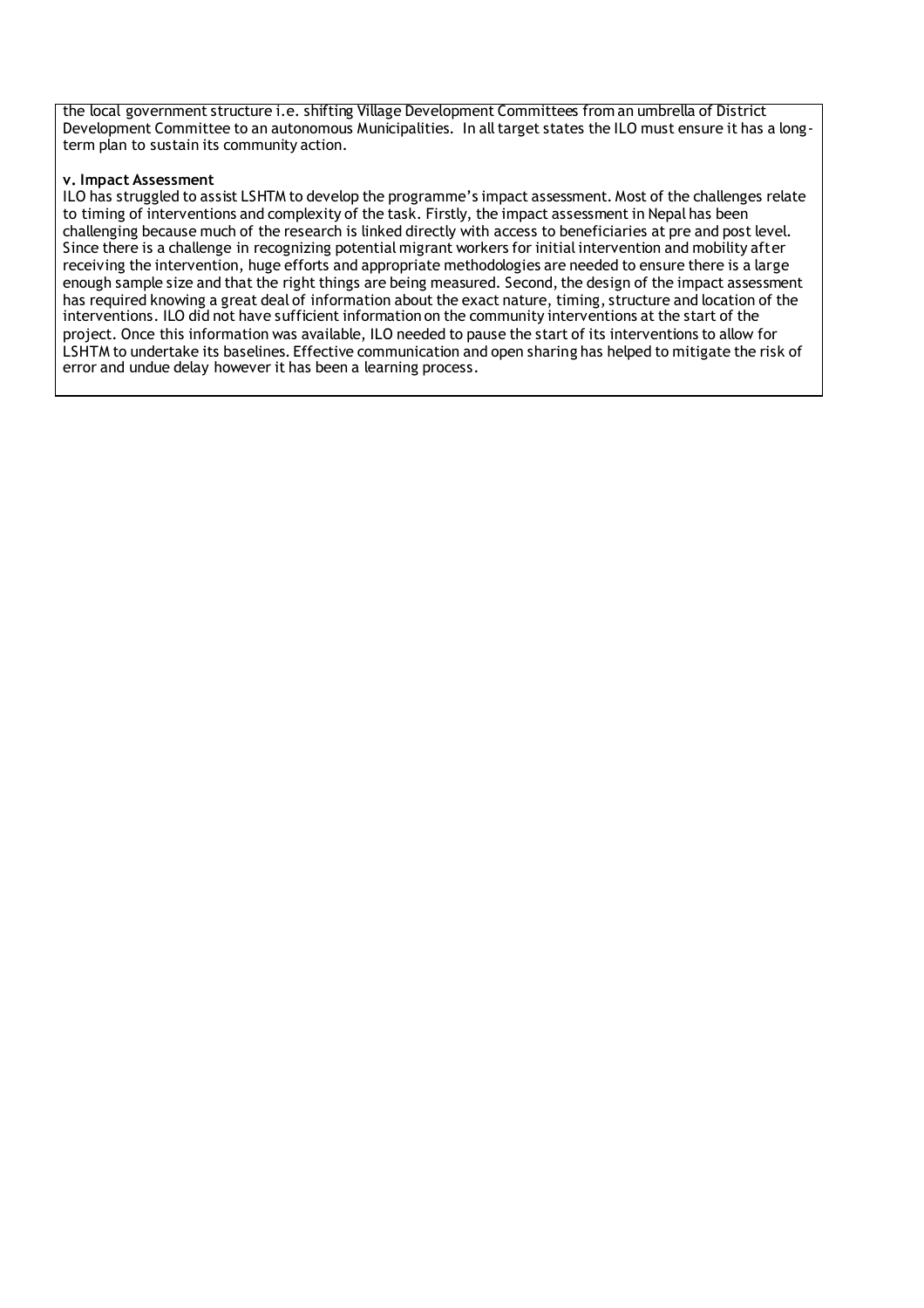the local government structure i.e. shifting Village Development Committees from an umbrella of District Development Committee to an autonomous Municipalities. In all target states the ILO must ensure it has a long-term plan to sustain its community action.

**v. Impact Assessment**

ILO has struggled to assist LSHTM to develop the programme's impact assessment. Most of the challenges relate to timing of interventions and complexity of the task. Firstly, the impact assessment in Nepal has been challenging because much of the research is linked directly with access to beneficiaries at pre and post level. Since there is a challenge in recognizing potential migrant workers for initial intervention and mobility after receiving the intervention, huge efforts and appropriate methodologies are needed to ensure there is a large enough sample size and that the right things are being measured. Second, the design of the impact assessment has required knowing a great deal of information about the exact nature, timing, structure and location of the interventions. ILO did not have sufficient information on the community interventions at the start of the project. Once this information was available, ILO needed to pause the start of its interventions to allow for LSHTM to undertake its baselines. Effective communication and open sharing has helped to mitigate the risk of error and undue delay however it has been a learning process.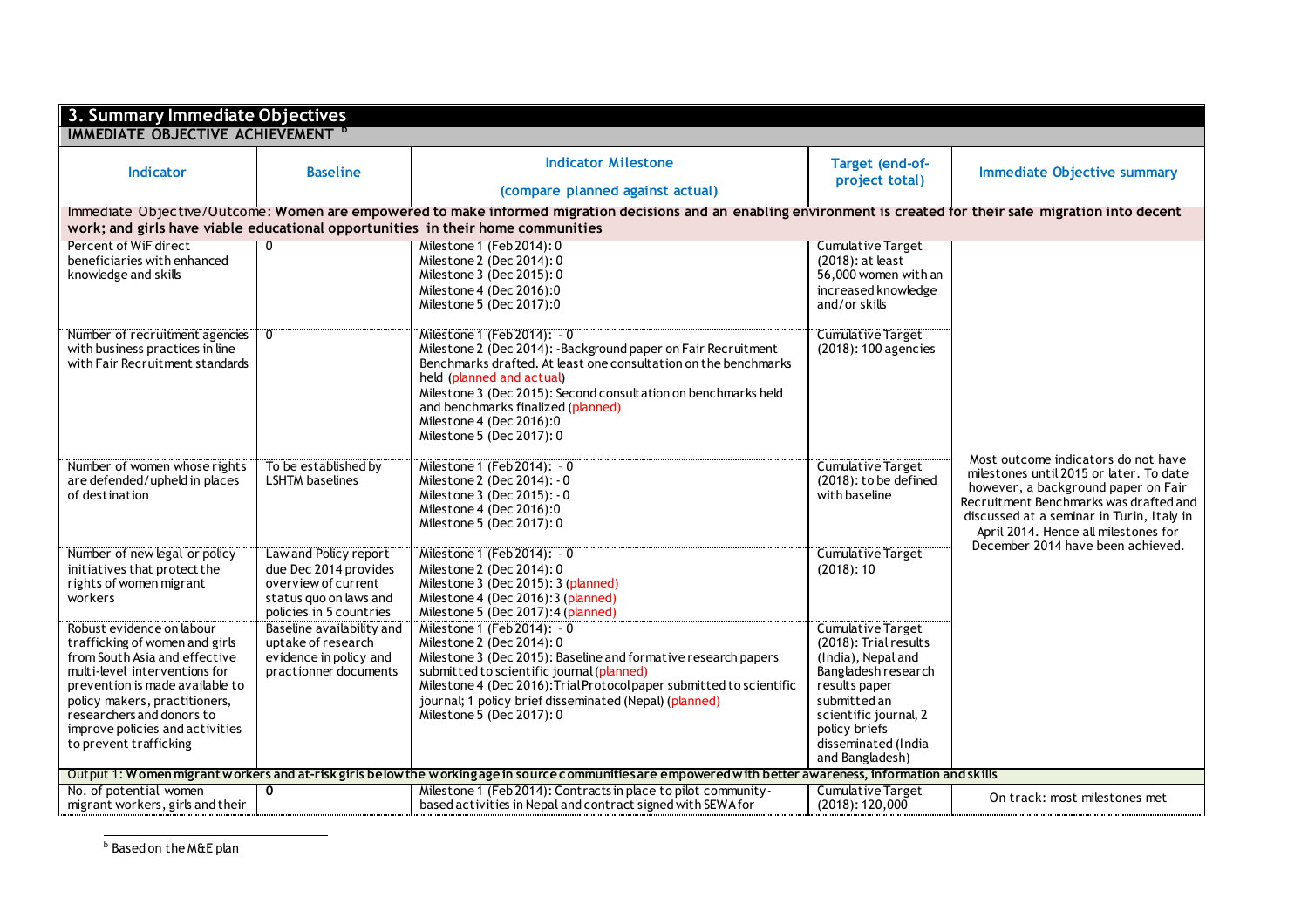## 3. Summary Immediate Objectives

**IMMEDIATE OBJECTIVE ACHIEVEMENT** [b]

| Indicator | Baseline | Indicator Milestone (compare planned against actual) | Target (end-of-project total) | Immediate Objective summary |
|---|---|---|---|---|
| Immediate Objective/Outcome: **Women are empowered to make informed migration decisions and an enabling environment is created for their safe migration into decent work; and girls have viable educational opportunities in their home communities** | | | | |
| Percent of WiF direct beneficiaries with enhanced knowledge and skills | 0 | Milestone 1 (Feb 2014): 0<br>Milestone 2 (Dec 2014): 0<br>Milestone 3 (Dec 2015): 0<br>Milestone 4 (Dec 2016):0<br>Milestone 5 (Dec 2017):0 | Cumulative Target (2018): at least 56,000 women with an increased knowledge and/or skills | Most outcome indicators do not have milestones until 2015 or later. To date however, a background paper on Fair Recruitment Benchmarks was drafted and discussed at a seminar in Turin, Italy in April 2014. Hence all milestones for December 2014 have been achieved. |
| Number of recruitment agencies with business practices in line with Fair Recruitment standards | 0 | Milestone 1 (Feb 2014): - 0<br>Milestone 2 (Dec 2014): -Background paper on Fair Recruitment Benchmarks drafted. At least one consultation on the benchmarks held (planned and actual)<br>Milestone 3 (Dec 2015): Second consultation on benchmarks held and benchmarks finalized (planned)<br>Milestone 4 (Dec 2016):0<br>Milestone 5 (Dec 2017): 0 | Cumulative Target (2018): 100 agencies | |
| Number of women whose rights are defended/upheld in places of destination | To be established by LSHTM baselines | Milestone 1 (Feb 2014): - 0<br>Milestone 2 (Dec 2014): - 0<br>Milestone 3 (Dec 2015): - 0<br>Milestone 4 (Dec 2016):0<br>Milestone 5 (Dec 2017): 0 | Cumulative Target (2018): to be defined with baseline | |
| Number of new legal or policy initiatives that protect the rights of women migrant workers | Law and Policy report due Dec 2014 provides overview of current status quo on laws and policies in 5 countries | Milestone 1 (Feb 2014): - 0<br>Milestone 2 (Dec 2014): 0<br>Milestone 3 (Dec 2015): 3 (planned)<br>Milestone 4 (Dec 2016):3 (planned)<br>Milestone 5 (Dec 2017):4 (planned) | Cumulative Target (2018): 10 | |
| Robust evidence on labour trafficking of women and girls from South Asia and effective multi-level interventions for prevention is made available to policy makers, practitioners, researchers and donors to improve policies and activities to prevent trafficking | Baseline availability and uptake of research evidence in policy and practionner documents | Milestone 1 (Feb 2014): - 0<br>Milestone 2 (Dec 2014): 0<br>Milestone 3 (Dec 2015): Baseline and formative research papers submitted to scientific journal (planned)<br>Milestone 4 (Dec 2016):Trial Protocol paper submitted to scientific journal; 1 policy brief disseminated (Nepal) (planned)<br>Milestone 5 (Dec 2017): 0 | Cumulative Target (2018): Trial results (India), Nepal and Bangladesh research results paper submitted an scientific journal, 2 policy briefs disseminated (India and Bangladesh) | |
| Output 1: **Women migrant workers and at-risk girls below the working age in source communities are empowered with better awareness, information and skills** | | | | |
| No. of potential women migrant workers, girls and their | 0 | Milestone 1 (Feb 2014): Contracts in place to pilot community-based activities in Nepal and contract signed with SEWA for | Cumulative Target (2018): 120,000 | On track: most milestones met |

[b] Based on the M&E plan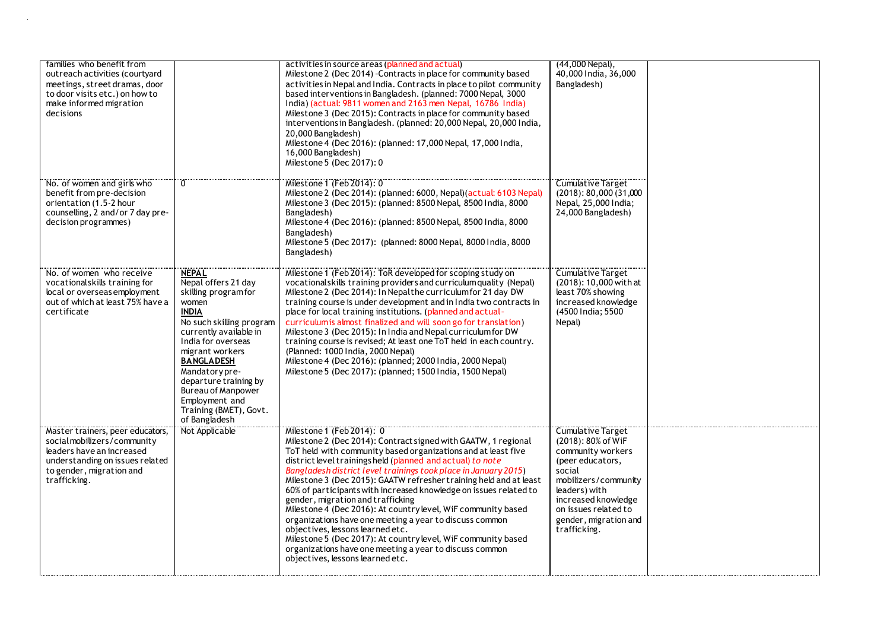| | | | | |
|---|---|---|---|---|
| families who benefit from outreach activities (courtyard meetings, street dramas, door to door visits etc.) on how to make informed migration decisions | | activities in source areas (planned and actual)<br>Milestone 2 (Dec 2014) - Contracts in place for community based activities in Nepal and India. Contracts in place to pilot community based interventions in Bangladesh. (planned: 7000 Nepal, 3000 India) (actual: 9811 women and 2163 men Nepal, 16786 India)<br>Milestone 3 (Dec 2015): Contracts in place for community based interventions in Bangladesh. (planned: 20,000 Nepal, 20,000 India, 20,000 Bangladesh)<br>Milestone 4 (Dec 2016): (planned: 17,000 Nepal, 17,000 India, 16,000 Bangladesh)<br>Milestone 5 (Dec 2017): 0 | (44,000 Nepal), 40,000 India, 36,000 Bangladesh) | |
| No. of women and girls who benefit from pre-decision orientation (1.5-2 hour counselling, 2 and/or 7 day pre-decision programmes) | 0 | Milestone 1 (Feb 2014): 0<br>Milestone 2 (Dec 2014): (planned: 6000, Nepal)(actual: 6103 Nepal)<br>Milestone 3 (Dec 2015): (planned: 8500 Nepal, 8500 India, 8000 Bangladesh)<br>Milestone 4 (Dec 2016): (planned: 8500 Nepal, 8500 India, 8000 Bangladesh)<br>Milestone 5 (Dec 2017): (planned: 8000 Nepal, 8000 India, 8000 Bangladesh) | Cumulative Target (2018): 80,000 (31,000 Nepal, 25,000 India; 24,000 Bangladesh) | |
| No. of women who receive vocational skills training for local or overseas employment out of which at least 75% have a certificate | **NEPAL**<br>Nepal offers 21 day skilling program for women<br>**INDIA**<br>No such skilling program currently available in India for overseas migrant workers<br>**BANGLADESH**<br>Mandatory pre-departure training by Bureau of Manpower Employment and Training (BMET), Govt. of Bangladesh | Milestone 1 (Feb 2014): ToR developed for scoping study on vocational skills training providers and curriculum quality (Nepal)<br>Milestone 2 (Dec 2014): In Nepal the curriculum for 21 day DW training course is under development and in India two contracts in place for local training institutions. (planned and actual - curriculum is almost finalized and will soon go for translation)<br>Milestone 3 (Dec 2015): In India and Nepal curriculum for DW training course is revised; At least one ToT held in each country. (Planned: 1000 India, 2000 Nepal)<br>Milestone 4 (Dec 2016): (planned; 2000 India, 2000 Nepal)<br>Milestone 5 (Dec 2017): (planned; 1500 India, 1500 Nepal) | Cumulative Target (2018): 10,000 with at least 70% showing increased knowledge (4500 India; 5500 Nepal) | |
| Master trainers, peer educators, social mobilizers/community leaders have an increased understanding on issues related to gender, migration and trafficking. | Not Applicable | Milestone 1 (Feb 2014): 0<br>Milestone 2 (Dec 2014): Contract signed with GAATW, 1 regional ToT held with community based organizations and at least five district level trainings held (planned and actual) *to note Bangladesh district level trainings took place in January 2015*)<br>Milestone 3 (Dec 2015): GAATW refresher training held and at least 60% of participants with increased knowledge on issues related to gender, migration and trafficking<br>Milestone 4 (Dec 2016): At country level, WiF community based organizations have one meeting a year to discuss common objectives, lessons learned etc.<br>Milestone 5 (Dec 2017): At country level, WiF community based organizations have one meeting a year to discuss common objectives, lessons learned etc. | Cumulative Target (2018): 80% of WiF community workers (peer educators, social mobilizers/community leaders) with increased knowledge on issues related to gender, migration and trafficking. | |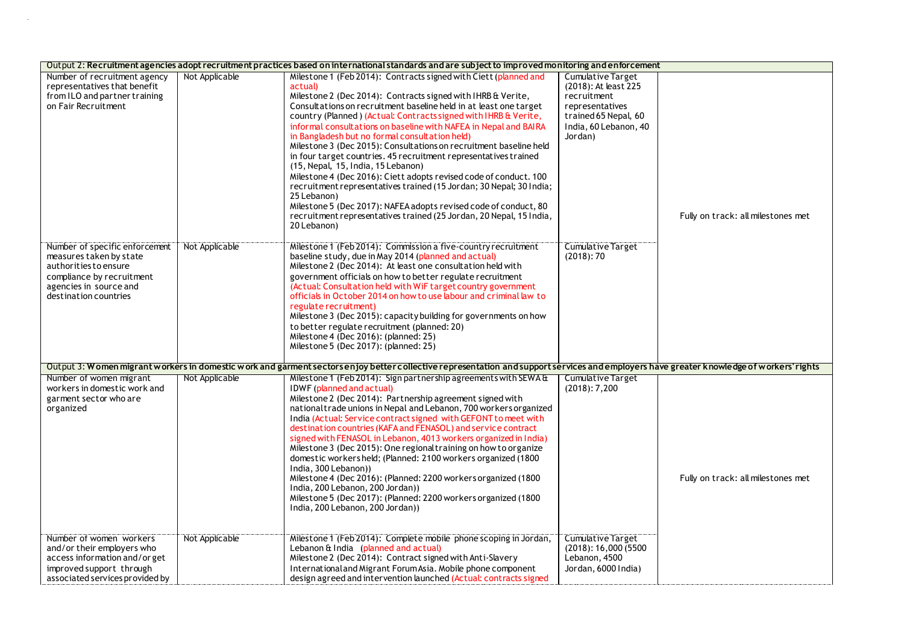| | | | | |
|---|---|---|---|---|
| Output 2: **Recruitment agencies adopt recruitment practices based on international standards and are subject to improved monitoring and enforcement** | | | | |
| Number of recruitment agency representatives that benefit from ILO and partner training on Fair Recruitment | Not Applicable | Milestone 1 (Feb 2014): Contracts signed with Ciett (planned and actual)<br>Milestone 2 (Dec 2014): Contracts signed with IHRB & Verite, Consultations on recruitment baseline held in at least one target country (Planned ) (Actual: Contracts signed with IHRB & Verite, informal consultations on baseline with NAFEA in Nepal and BAIRA in Bangladesh but no formal consultation held)<br>Milestone 3 (Dec 2015): Consultations on recruitment baseline held in four target countries. 45 recruitment representatives trained (15, Nepal, 15, India, 15 Lebanon)<br>Milestone 4 (Dec 2016): Ciett adopts revised code of conduct. 100 recruitment representatives trained (15 Jordan; 30 Nepal; 30 India; 25 Lebanon)<br>Milestone 5 (Dec 2017): NAFEA adopts revised code of conduct, 80 recruitment representatives trained (25 Jordan, 20 Nepal, 15 India, 20 Lebanon) | Cumulative Target (2018): At least 225 recruitment representatives trained 65 Nepal, 60 India, 60 Lebanon, 40 Jordan) | Fully on track: all milestones met |
| Number of specific enforcement measures taken by state authorities to ensure compliance by recruitment agencies in source and destination countries | Not Applicable | Milestone 1 (Feb 2014): Commission a five-country recruitment baseline study, due in May 2014 (planned and actual)<br>Milestone 2 (Dec 2014): At least one consultation held with government officials on how to better regulate recruitment (Actual: Consultation held with WiF target country government officials in October 2014 on how to use labour and criminal law to regulate recruitment)<br>Milestone 3 (Dec 2015): capacity building for governments on how to better regulate recruitment (planned: 20)<br>Milestone 4 (Dec 2016): (planned: 25)<br>Milestone 5 (Dec 2017): (planned: 25) | Cumulative Target (2018): 70 | |
| Output 3: **Women migrant workers in domestic work and garment sectors enjoy better collective representation and support services and employers have greater knowledge of workers' rights** | | | | |
| Number of women migrant workers in domestic work and garment sector who are organized | Not Applicable | Milestone 1 (Feb 2014): Sign partnership agreements with SEWA & IDWF (planned and actual)<br>Milestone 2 (Dec 2014): Partnership agreement signed with national trade unions in Nepal and Lebanon, 700 workers organized India (Actual: Service contract signed with GEFONT to meet with destination countries (KAFA and FENASOL) and service contract signed with FENASOL in Lebanon, 4013 workers organized in India)<br>Milestone 3 (Dec 2015): One regional training on how to organize domestic workers held; (Planned: 2100 workers organized (1800 India, 300 Lebanon))<br>Milestone 4 (Dec 2016): (Planned: 2200 workers organized (1800 India, 200 Lebanon, 200 Jordan))<br>Milestone 5 (Dec 2017): (Planned: 2200 workers organized (1800 India, 200 Lebanon, 200 Jordan)) | Cumulative Target (2018): 7,200 | Fully on track: all milestones met |
| Number of women workers and/or their employers who access information and/or get improved support through associated services provided by | Not Applicable | Milestone 1 (Feb 2014): Complete mobile phone scoping in Jordan, Lebanon & India (planned and actual)<br>Milestone 2 (Dec 2014): Contract signed with Anti-Slavery International and Migrant Forum Asia. Mobile phone component design agreed and intervention launched (Actual: contracts signed | Cumulative Target (2018): 16,000 (5500 Lebanon, 4500 Jordan, 6000 India) | |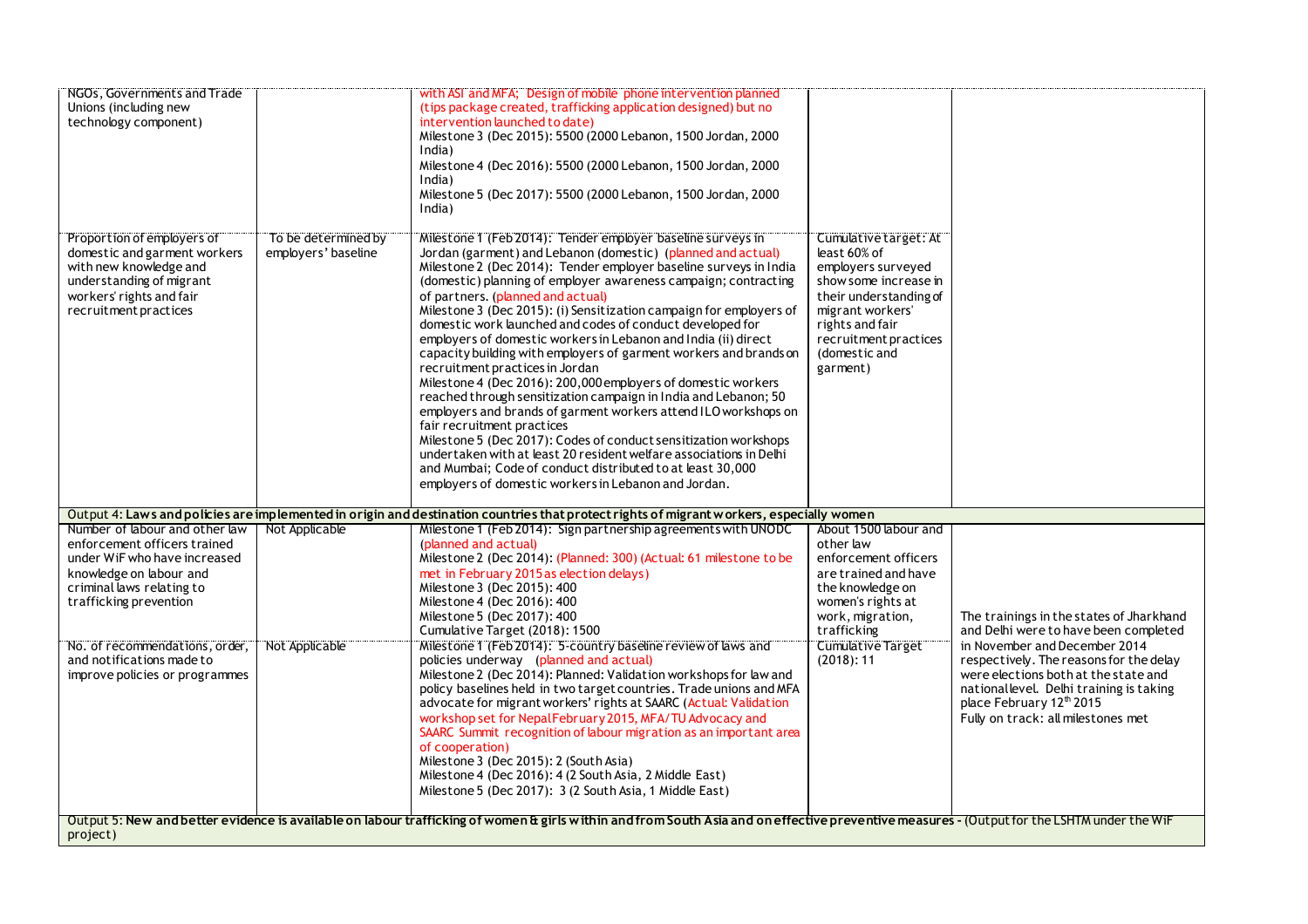| | | | | |
|---|---|---|---|---|
| NGOs, Governments and Trade Unions (including new technology component) | | with ASI and MFA; Design of mobile phone intervention planned (tips package created, trafficking application designed) but no intervention launched to date)<br>Milestone 3 (Dec 2015): 5500 (2000 Lebanon, 1500 Jordan, 2000 India)<br>Milestone 4 (Dec 2016): 5500 (2000 Lebanon, 1500 Jordan, 2000 India)<br>Milestone 5 (Dec 2017): 5500 (2000 Lebanon, 1500 Jordan, 2000 India) | | |
| Proportion of employers of domestic and garment workers with new knowledge and understanding of migrant workers' rights and fair recruitment practices | To be determined by employers' baseline | Milestone 1 (Feb 2014): Tender employer baseline surveys in Jordan (garment) and Lebanon (domestic) (planned and actual)<br>Milestone 2 (Dec 2014): Tender employer baseline surveys in India (domestic) planning of employer awareness campaign; contracting of partners. (planned and actual)<br>Milestone 3 (Dec 2015): (i) Sensitization campaign for employers of domestic work launched and codes of conduct developed for employers of domestic workers in Lebanon and India (ii) direct capacity building with employers of garment workers and brands on recruitment practices in Jordan<br>Milestone 4 (Dec 2016): 200,000 employers of domestic workers reached through sensitization campaign in India and Lebanon; 50 employers and brands of garment workers attend ILO workshops on fair recruitment practices<br>Milestone 5 (Dec 2017): Codes of conduct sensitization workshops undertaken with at least 20 resident welfare associations in Delhi and Mumbai; Code of conduct distributed to at least 30,000 employers of domestic workers in Lebanon and Jordan. | Cumulative target: At least 60% of employers surveyed show some increase in their understanding of migrant workers' rights and fair recruitment practices (domestic and garment) | |
| Output 4: **Laws and policies are implemented in origin and destination countries that protect rights of migrant workers, especially women** | | | | |
| Number of labour and other law enforcement officers trained under WiF who have increased knowledge on labour and criminal laws relating to trafficking prevention | Not Applicable | Milestone 1 (Feb 2014): Sign partnership agreements with UNODC (planned and actual)<br>Milestone 2 (Dec 2014): (Planned: 300) (Actual: 61 milestone to be met in February 2015 as election delays)<br>Milestone 3 (Dec 2015): 400<br>Milestone 4 (Dec 2016): 400<br>Milestone 5 (Dec 2017): 400<br>Cumulative Target (2018): 1500 | About 1500 labour and other law enforcement officers are trained and have the knowledge on women's rights at work, migration, trafficking | The trainings in the states of Jharkhand and Delhi were to have been completed in November and December 2014 respectively. The reasons for the delay were elections both at the state and national level. Delhi training is taking place February 12th 2015<br>Fully on track: all milestones met |
| No. of recommendations, order, and notifications made to improve policies or programmes | Not Applicable | Milestone 1 (Feb 2014): 5-country baseline review of laws and policies underway (planned and actual)<br>Milestone 2 (Dec 2014): Planned: Validation workshops for law and policy baselines held in two target countries. Trade unions and MFA advocate for migrant workers' rights at SAARC (Actual: Validation workshop set for Nepal February 2015, MFA/TU Advocacy and SAARC Summit recognition of labour migration as an important area of cooperation)<br>Milestone 3 (Dec 2015): 2 (South Asia)<br>Milestone 4 (Dec 2016): 4 (2 South Asia, 2 Middle East)<br>Milestone 5 (Dec 2017): 3 (2 South Asia, 1 Middle East) | Cumulative Target (2018): 11 | |
| Output 5: **New and better evidence is available on labour trafficking of women & girls within and from South Asia and on effective preventive measures** - (Output for the LSHTM under the WiF project) | | | | |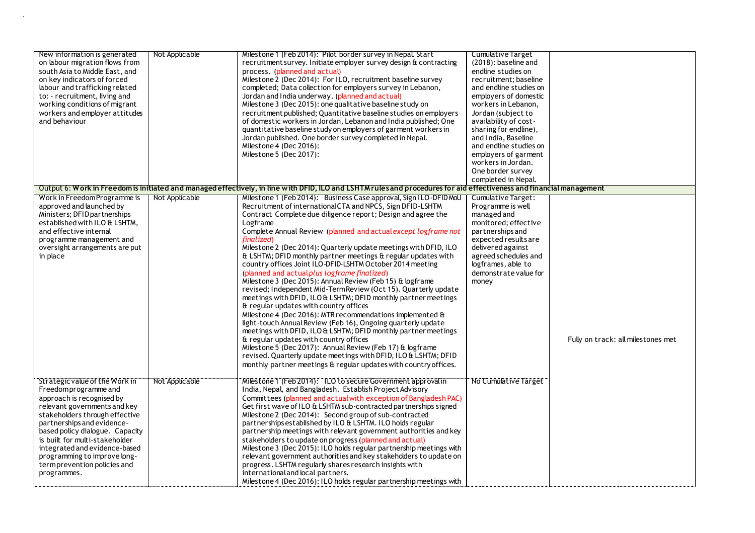| | | | | |
|---|---|---|---|---|
| New information is generated on labour migration flows from south Asia to Middle East, and on key indicators of forced labour and trafficking related to: - recruitment, living and working conditions of migrant workers and employer attitudes and behaviour | Not Applicable | Milestone 1 (Feb 2014): Pilot border survey in Nepal. Start recruitment survey. Initiate employer survey design & contracting process. (planned and actual)<br>Milestone 2 (Dec 2014): For ILO, recruitment baseline survey completed; Data collection for employers survey in Lebanon, Jordan and India underway. (planned and actual)<br>Milestone 3 (Dec 2015): one qualitative baseline study on recruitment published; Quantitative baseline studies on employers of domestic workers in Jordan, Lebanon and India published; One quantitative baseline study on employers of garment workers in Jordan published. One border survey completed in Nepal.<br>Milestone 4 (Dec 2016):<br>Milestone 5 (Dec 2017): | Cumulative Target (2018): baseline and endline studies on recruitment; baseline and endline studies on employers of domestic workers in Lebanon, Jordan (subject to availability of cost-sharing for endline), and India, Baseline and endline studies on employers of garment workers in Jordan. One border survey completed in Nepal. | |
| Output 6: **Work in Freedom is initiated and managed effectively, in line with DFID, ILO and LSHTM rules and procedures for aid effectiveness and financial management** | | | | |
| Work in Freedom Programme is approved and launched by Ministers; DFID partnerships established with ILO & LSHTM, and effective internal programme management and oversight arrangements are put in place | Not Applicable | Milestone 1 (Feb 2014): Business Case approval, Sign ILO-DFID MoU Recruitment of international CTA and NPCS, Sign DFID-LSHTM Contract Complete due diligence report; Design and agree the Logframe<br>Complete Annual Review (planned and actual *except logframe not finalized*)<br>Milestone 2 (Dec 2014): Quarterly update meetings with DFID, ILO & LSHTM; DFID monthly partner meetings & regular updates with country offices Joint ILO-DFID-LSHTM October 2014 meeting (planned and actual *plus logframe finalized*)<br>Milestone 3 (Dec 2015): Annual Review (Feb 15) & logframe revised; Independent Mid-Term Review (Oct 15). Quarterly update meetings with DFID, ILO & LSHTM; DFID monthly partner meetings & regular updates with country offices<br>Milestone 4 (Dec 2016): MTR recommendations implemented & light-touch Annual Review (Feb 16), Ongoing quarterly update meetings with DFID, ILO & LSHTM; DFID monthly partner meetings & regular updates with country offices<br>Milestone 5 (Dec 2017): Annual Review (Feb 17) & logframe revised. Quarterly update meetings with DFID, ILO & LSHTM; DFID monthly partner meetings & regular updates with country offices. | Cumulative Target: Programme is well managed and monitored; effective partnerships and expected results are delivered against agreed schedules and logframes, able to demonstrate value for money | Fully on track: all milestones met |
| Strategic value of the Work in Freedom programme and approach is recognised by relevant governments and key stakeholders through effective partnerships and evidence-based policy dialogue. Capacity is built for multi-stakeholder integrated and evidence-based programming to improve long-term prevention policies and programmes. | Not Applicable | Milestone 1 (Feb 2014): ILO to secure Government approval in India, Nepal, and Bangladesh. Establish Project Advisory Committees (planned and actual with exception of Bangladesh PAC)<br>Get first wave of ILO & LSHTM sub-contracted partnerships signed<br>Milestone 2 (Dec 2014): Second group of sub-contracted partnerships established by ILO & LSHTM. ILO holds regular partnership meetings with relevant government authorities and key stakeholders to update on progress (planned and actual)<br>Milestone 3 (Dec 2015): ILO holds regular partnership meetings with relevant government authorities and key stakeholders to update on progress. LSHTM regularly shares research insights with international and local partners.<br>Milestone 4 (Dec 2016): ILO holds regular partnership meetings with | No Cumulative Target | |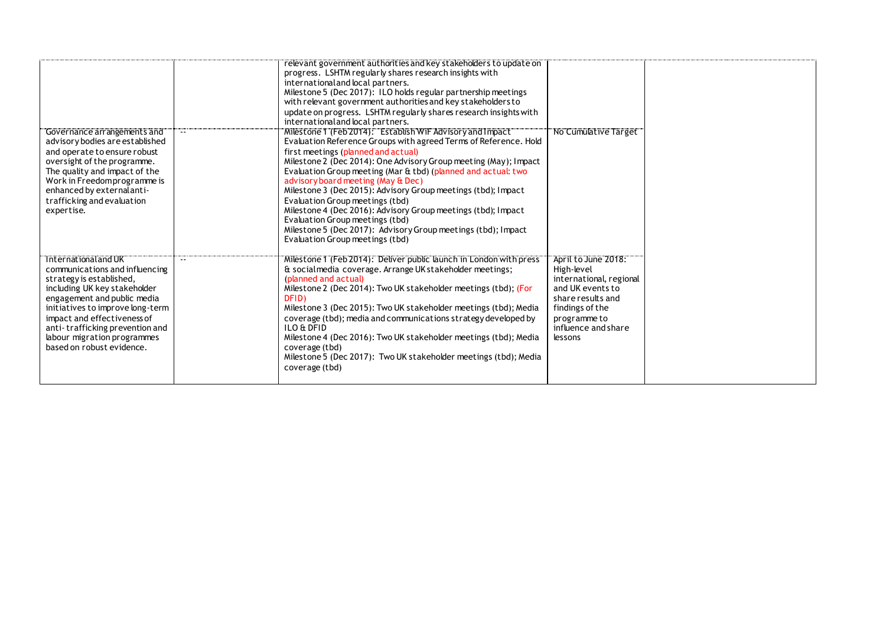| | | | | |
|---|---|---|---|---|
| | | relevant government authorities and key stakeholders to update on progress. LSHTM regularly shares research insights with international and local partners.<br>Milestone 5 (Dec 2017): ILO holds regular partnership meetings with relevant government authorities and key stakeholders to update on progress. LSHTM regularly shares research insights with international and local partners. | | |
| Governance arrangements and advisory bodies are established and operate to ensure robust oversight of the programme. The quality and impact of the Work in Freedom programme is enhanced by external anti-trafficking and evaluation expertise. | -- | Milestone 1 (Feb 2014): Establish WiF Advisory and Impact Evaluation Reference Groups with agreed Terms of Reference. Hold first meetings (planned and actual)<br>Milestone 2 (Dec 2014): One Advisory Group meeting (May); Impact Evaluation Group meeting (Mar & tbd) (planned and actual: two advisory board meeting (May & Dec)<br>Milestone 3 (Dec 2015): Advisory Group meetings (tbd); Impact Evaluation Group meetings (tbd)<br>Milestone 4 (Dec 2016): Advisory Group meetings (tbd); Impact Evaluation Group meetings (tbd)<br>Milestone 5 (Dec 2017): Advisory Group meetings (tbd); Impact Evaluation Group meetings (tbd) | No Cumulative Target | |
| International and UK communications and influencing strategy is established, including UK key stakeholder engagement and public media initiatives to improve long-term impact and effectiveness of anti-trafficking prevention and labour migration programmes based on robust evidence. | -- | Milestone 1 (Feb 2014): Deliver public launch in London with press & social media coverage. Arrange UK stakeholder meetings; (planned and actual)<br>Milestone 2 (Dec 2014): Two UK stakeholder meetings (tbd); (For DFID)<br>Milestone 3 (Dec 2015): Two UK stakeholder meetings (tbd); Media coverage (tbd); media and communications strategy developed by ILO & DFID<br>Milestone 4 (Dec 2016): Two UK stakeholder meetings (tbd); Media coverage (tbd)<br>Milestone 5 (Dec 2017): Two UK stakeholder meetings (tbd); Media coverage (tbd) | April to June 2018: High-level international, regional and UK events to share results and findings of the programme to influence and share lessons | |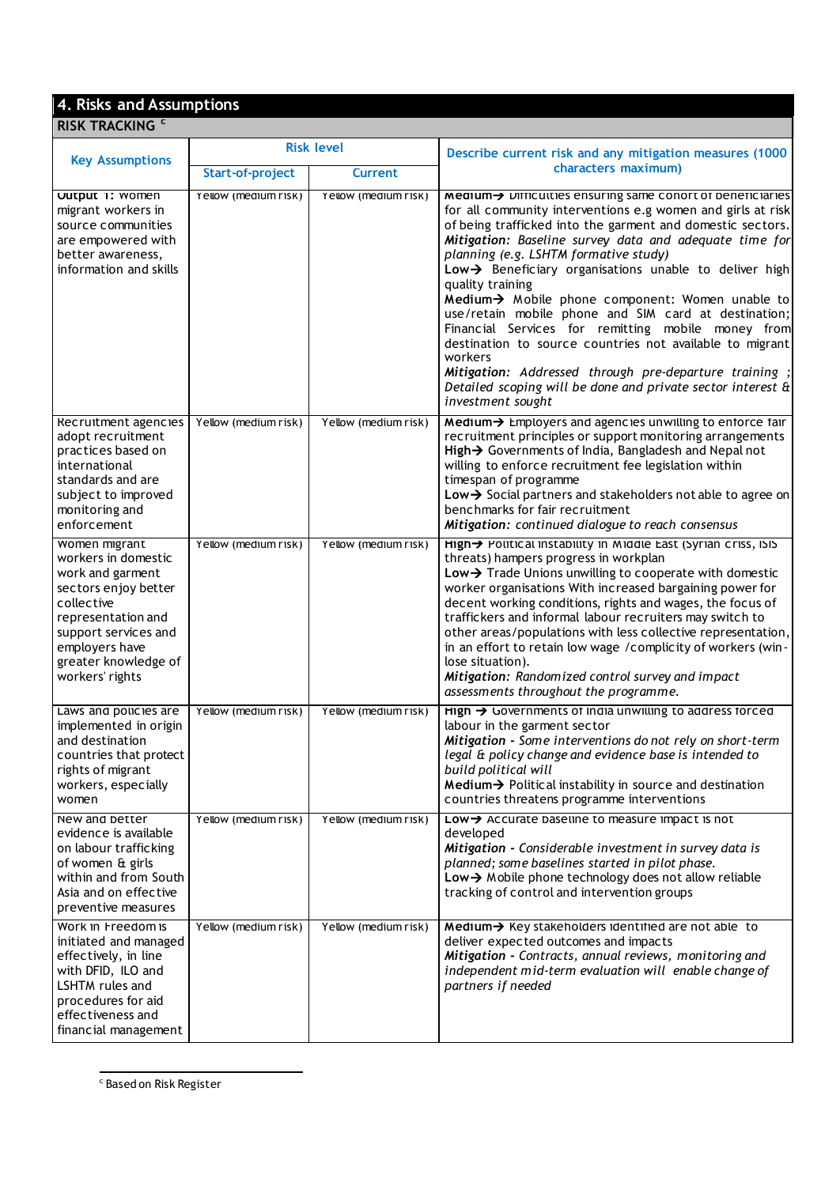## 4. Risks and Assumptions

### RISK TRACKING [c]

| Key Assumptions | Risk level | | Describe current risk and any mitigation measures (1000 characters maximum) |
|---|---|---|---|
| | Start-of-project | Current | |
| Output 1: Women migrant workers in source communities are empowered with better awareness, information and skills | Yellow (medium risk) | Yellow (medium risk) | **Medium→** Difficulties ensuring same cohort of beneficiaries for all community interventions e.g women and girls at risk of being trafficked into the garment and domestic sectors. *Mitigation: Baseline survey data and adequate time for planning (e.g. LSHTM formative study)* **Low→** Beneficiary organisations unable to deliver high quality training **Medium→** Mobile phone component: Women unable to use/retain mobile phone and SIM card at destination; Financial Services for remitting mobile money from destination to source countries not available to migrant workers *Mitigation: Addressed through pre-departure training ; Detailed scoping will be done and private sector interest & investment sought* |
| Recruitment agencies adopt recruitment practices based on international standards and are subject to improved monitoring and enforcement | Yellow (medium risk) | Yellow (medium risk) | **Medium→** Employers and agencies unwilling to enforce fair recruitment principles or support monitoring arrangements **High→** Governments of India, Bangladesh and Nepal not willing to enforce recruitment fee legislation within timespan of programme **Low→** Social partners and stakeholders not able to agree on benchmarks for fair recruitment *Mitigation: continued dialogue to reach consensus* |
| Women migrant workers in domestic work and garment sectors enjoy better collective representation and support services and employers have greater knowledge of workers' rights | Yellow (medium risk) | Yellow (medium risk) | **High→** Political instability in Middle East (Syrian criss, ISIS threats) hampers progress in workplan **Low→** Trade Unions unwilling to cooperate with domestic worker organisations With increased bargaining power for decent working conditions, rights and wages, the focus of traffickers and informal labour recruiters may switch to other areas/populations with less collective representation, in an effort to retain low wage /complicity of workers (win-lose situation). *Mitigation: Randomized control survey and impact assessments throughout the programme.* |
| Laws and policies are implemented in origin and destination countries that protect rights of migrant workers, especially women | Yellow (medium risk) | Yellow (medium risk) | **High →** Governments of India unwilling to address forced labour in the garment sector *Mitigation - Some interventions do not rely on short-term legal & policy change and evidence base is intended to build political will* **Medium→** Political instability in source and destination countries threatens programme interventions |
| New and better evidence is available on labour trafficking of women & girls within and from South Asia and on effective preventive measures | Yellow (medium risk) | Yellow (medium risk) | **Low→** Accurate baseline to measure impact is not developed *Mitigation - Considerable investment in survey data is planned; some baselines started in pilot phase.* **Low→** Mobile phone technology does not allow reliable tracking of control and intervention groups |
| Work in Freedom is initiated and managed effectively, in line with DFID, ILO and LSHTM rules and procedures for aid effectiveness and financial management | Yellow (medium risk) | Yellow (medium risk) | **Medium→** Key stakeholders identified are not able to deliver expected outcomes and impacts *Mitigation - Contracts, annual reviews, monitoring and independent mid-term evaluation will enable change of partners if needed* |

[c] Based on Risk Register